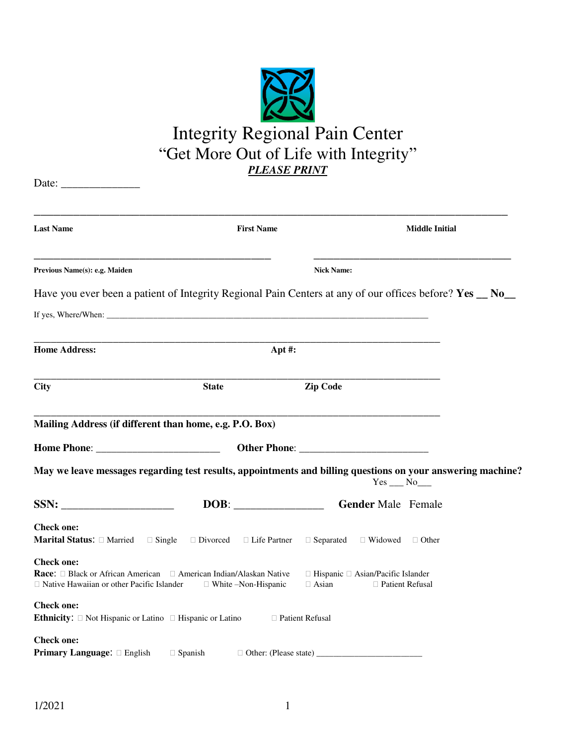# Integrity Regional Pain Center

## "Get More Out of Life with Integrity"

***PLEASE PRINT***

Date: ______________

_____________________________________________________________________________________

**Last Name** **First Name** **Middle Initial**

_________________________________________ _________________________________

**Previous Name(s): e.g. Maiden** **Nick Name:**

Have you ever been a patient of Integrity Regional Pain Centers at any of our offices before? **Yes __ No__**

If yes, Where/When: ___________________________________________________________________________

_____________________________________________________________________________________

**Home Address:** **Apt #:**

_____________________________________________________________________________________

**City** **State** **Zip Code**

_____________________________________________________________________________________

**Mailing Address (if different than home, e.g. P.O. Box)**

**Home Phone**: ________________________ **Other Phone**: ________________________

**May we leave messages regarding test results, appointments and billing questions on your answering machine?** Yes ___ No___

**SSN:** ____________________ **DOB**: ________________ **Gender** Male Female

**Check one:**
**Marital Status**: □ Married □ Single □ Divorced □ Life Partner □ Separated □ Widowed □ Other

**Check one:**
**Race**: □ Black or African American □ American Indian/Alaskan Native □ Hispanic □ Asian/Pacific Islander □ Native Hawaiian or other Pacific Islander □ White –Non-Hispanic □ Asian □ Patient Refusal

**Check one:**
**Ethnicity**: □ Not Hispanic or Latino □ Hispanic or Latino □ Patient Refusal

**Check one:**
**Primary Language**: □ English □ Spanish □ Other: (Please state) ________________________

1/2021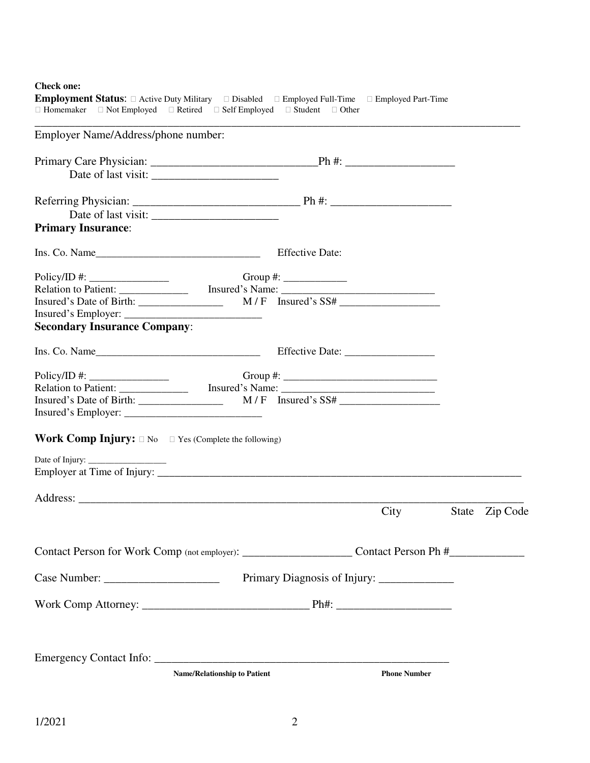**Check one:**

**Employment Status**: ☐ Active Duty Military ☐ Disabled ☐ Employed Full-Time ☐ Employed Part-Time
☐ Homemaker ☐ Not Employed ☐ Retired ☐ Self Employed ☐ Student ☐ Other

---

Employer Name/Address/phone number:

Primary Care Physician: ______________________________Ph #: ____________________
Date of last visit: _______________________

Referring Physician: ______________________________ Ph #: ______________________
Date of last visit: _______________________

**Primary Insurance**:

Ins. Co. Name________________________________ Effective Date:

Policy/ID #: ________________ Group #: ____________
Relation to Patient: ______________ Insured's Name: ______________________________
Insured's Date of Birth: _________________ M / F Insured's SS# ____________________
Insured's Employer: ___________________________

**Secondary Insurance Company**:

Ins. Co. Name________________________________ Effective Date: _________________

Policy/ID #: ________________ Group #: ______________________________
Relation to Patient: ______________ Insured's Name: ______________________________
Insured's Date of Birth: _________________ M / F Insured's SS# ____________________
Insured's Employer: ___________________________

**Work Comp Injury:** ☐ No ☐ Yes (Complete the following)

Date of Injury: __________________
Employer at Time of Injury: ______________________________________________________________________

Address: ____________________________________________________________________________________
City State Zip Code

Contact Person for Work Comp (not employer): ____________________ Contact Person Ph #_____________

Case Number: ____________________ Primary Diagnosis of Injury: _____________

Work Comp Attorney: ______________________________ Ph#: ____________________

Emergency Contact Info: _______________________________________________________
**Name/Relationship to Patient** **Phone Number**

1/2021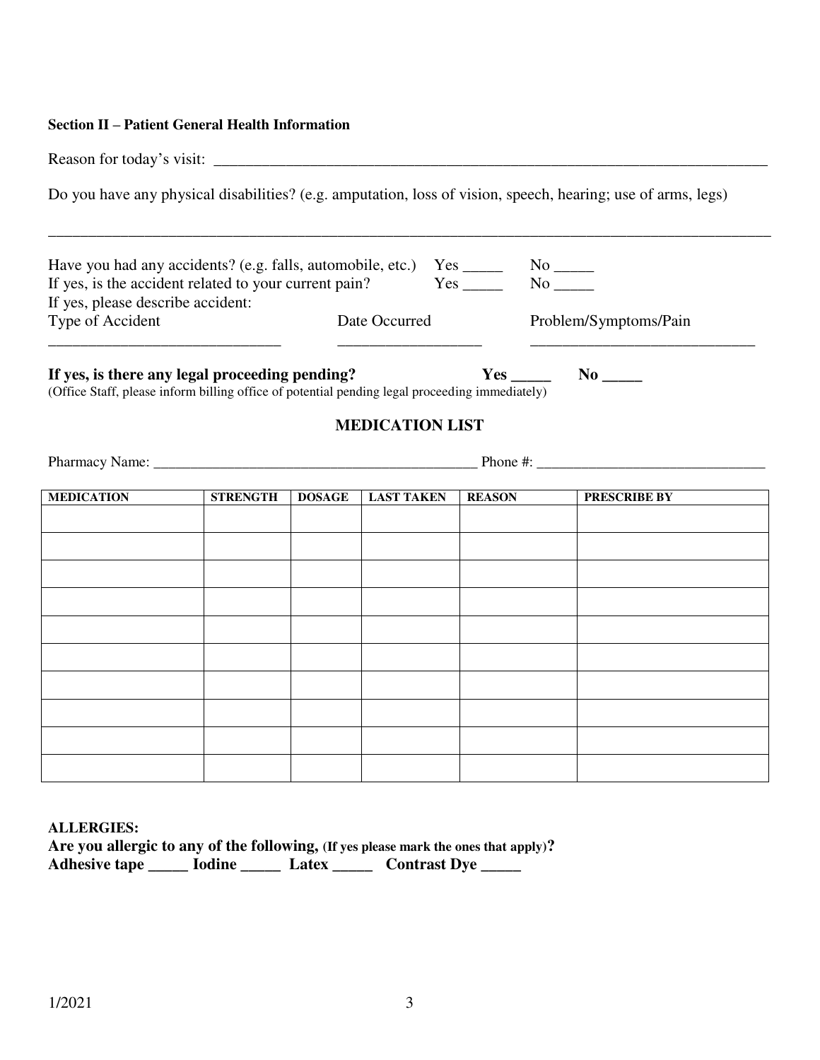**Section II – Patient General Health Information**

Reason for today's visit: ___________________________________________________________________________

Do you have any physical disabilities? (e.g. amputation, loss of vision, speech, hearing; use of arms, legs)

_______________________________________________________________________________________________

Have you had any accidents? (e.g. falls, automobile, etc.) Yes _____ No _____
If yes, is the accident related to your current pain? Yes _____ No _____
If yes, please describe accident:

Type of Accident ______________________________ Date Occurred __________________ Problem/Symptoms/Pain ____________________________

**If yes, is there any legal proceeding pending? Yes _____ No _____**
(Office Staff, please inform billing office of potential pending legal proceeding immediately)

## MEDICATION LIST

Pharmacy Name: ____________________________________________ Phone #: ______________________________

| MEDICATION | STRENGTH | DOSAGE | LAST TAKEN | REASON | PRESCRIBE BY |
|---|---|---|---|---|---|
| | | | | | |
| | | | | | |
| | | | | | |
| | | | | | |
| | | | | | |
| | | | | | |
| | | | | | |
| | | | | | |
| | | | | | |
| | | | | | |

**ALLERGIES:**
**Are you allergic to any of the following, (If yes please mark the ones that apply)?**
**Adhesive tape _____ Iodine _____ Latex _____ Contrast Dye _____**

1/2021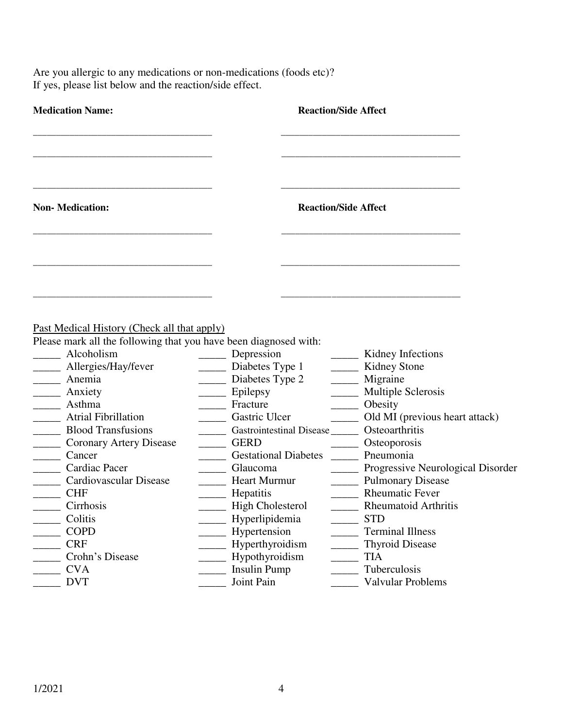Are you allergic to any medications or non-medications (foods etc)?
If yes, please list below and the reaction/side effect.

| **Medication Name:** | **Reaction/Side Affect** |
|---|---|
| ______________________________ | ______________________________ |
| ______________________________ | ______________________________ |
| ______________________________ | ______________________________ |

| **Non- Medication:** | **Reaction/Side Affect** |
|---|---|
| ______________________________ | ______________________________ |
| ______________________________ | ______________________________ |
| ______________________________ | ______________________________ |

Past Medical History (Check all that apply)

Please mark all the following that you have been diagnosed with:

| | | |
|---|---|---|
| _____ Alcoholism | _____ Depression | _____ Kidney Infections |
| _____ Allergies/Hay/fever | _____ Diabetes Type 1 | _____ Kidney Stone |
| _____ Anemia | _____ Diabetes Type 2 | _____ Migraine |
| _____ Anxiety | _____ Epilepsy | _____ Multiple Sclerosis |
| _____ Asthma | _____ Fracture | _____ Obesity |
| _____ Atrial Fibrillation | _____ Gastric Ulcer | _____ Old MI (previous heart attack) |
| _____ Blood Transfusions | _____ Gastrointestinal Disease | _____ Osteoarthritis |
| _____ Coronary Artery Disease | _____ GERD | _____ Osteoporosis |
| _____ Cancer | _____ Gestational Diabetes | _____ Pneumonia |
| _____ Cardiac Pacer | _____ Glaucoma | _____ Progressive Neurological Disorder |
| _____ Cardiovascular Disease | _____ Heart Murmur | _____ Pulmonary Disease |
| _____ CHF | _____ Hepatitis | _____ Rheumatic Fever |
| _____ Cirrhosis | _____ High Cholesterol | _____ Rheumatoid Arthritis |
| _____ Colitis | _____ Hyperlipidemia | _____ STD |
| _____ COPD | _____ Hypertension | _____ Terminal Illness |
| _____ CRF | _____ Hyperthyroidism | _____ Thyroid Disease |
| _____ Crohn's Disease | _____ Hypothyroidism | _____ TIA |
| _____ CVA | _____ Insulin Pump | _____ Tuberculosis |
| _____ DVT | _____ Joint Pain | _____ Valvular Problems |

1/2021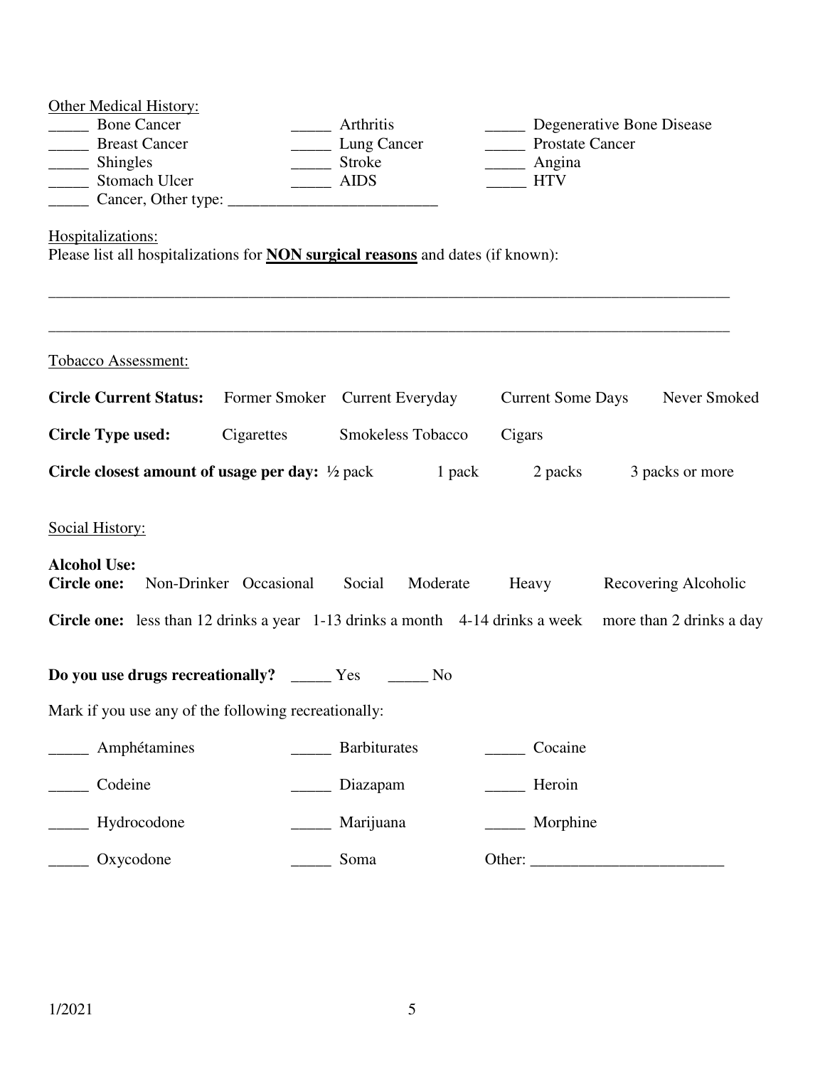Other Medical History:

_____ Bone Cancer
_____ Arthritis
_____ Degenerative Bone Disease
_____ Breast Cancer
_____ Lung Cancer
_____ Prostate Cancer
_____ Shingles
_____ Stroke
_____ Angina
_____ Stomach Ulcer
_____ AIDS
_____ HTV
_____ Cancer, Other type: __________________________

Hospitalizations:

Please list all hospitalizations for **NON surgical reasons** and dates (if known):

_____________________________________________________________________________________

_____________________________________________________________________________________

Tobacco Assessment:

**Circle Current Status:** Former Smoker Current Everyday Current Some Days Never Smoked

**Circle Type used:** Cigarettes Smokeless Tobacco Cigars

**Circle closest amount of usage per day:** ½ pack 1 pack 2 packs 3 packs or more

Social History:

**Alcohol Use:**
**Circle one:** Non-Drinker Occasional Social Moderate Heavy Recovering Alcoholic

**Circle one:** less than 12 drinks a year 1-13 drinks a month 4-14 drinks a week more than 2 drinks a day

**Do you use drugs recreationally?** _____ Yes _____ No

Mark if you use any of the following recreationally:

_____ Amphétamines
_____ Barbiturates
_____ Cocaine
_____ Codeine
_____ Diazapam
_____ Heroin
_____ Hydrocodone
_____ Marijuana
_____ Morphine
_____ Oxycodone
_____ Soma
Other: ________________________

1/2021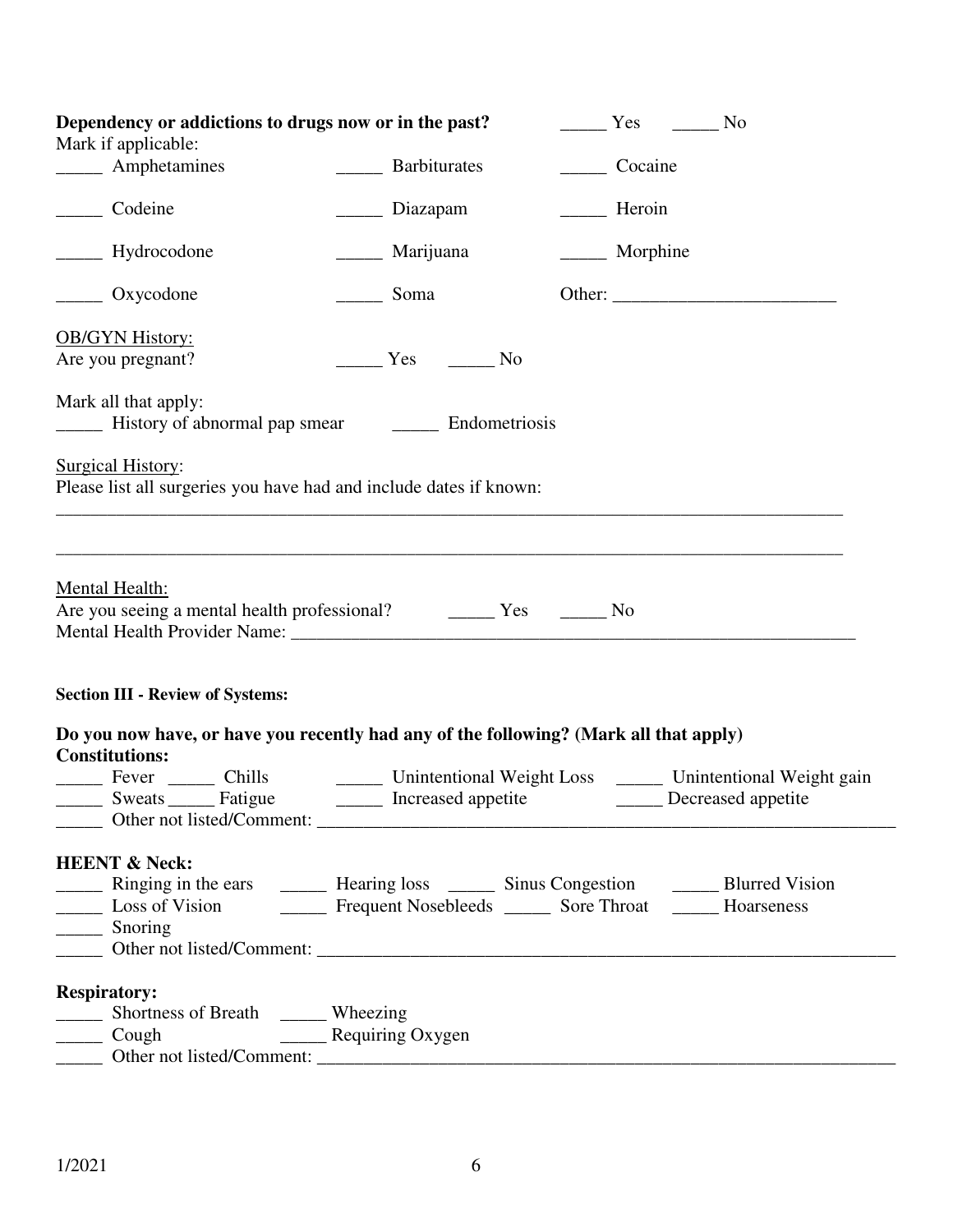**Dependency or addictions to drugs now or in the past?** _____ Yes _____ No

Mark if applicable:

_____ Amphetamines _____ Barbiturates _____ Cocaine

_____ Codeine _____ Diazapam _____ Heroin

_____ Hydrocodone _____ Marijuana _____ Morphine

_____ Oxycodone _____ Soma Other: ________________________

OB/GYN History:

Are you pregnant? _____ Yes _____ No

Mark all that apply:

_____ History of abnormal pap smear _____ Endometriosis

Surgical History:

Please list all surgeries you have had and include dates if known:

_________________________________________________________________________________________

_________________________________________________________________________________________

Mental Health:

Are you seeing a mental health professional? _____ Yes _____ No

Mental Health Provider Name: _________________________________________________________________

**Section III - Review of Systems:**

**Do you now have, or have you recently had any of the following? (Mark all that apply)**

**Constitutions:**

_____ Fever _____ Chills _____ Unintentional Weight Loss _____ Unintentional Weight gain

_____ Sweats _____ Fatigue _____ Increased appetite _____ Decreased appetite

_____ Other not listed/Comment: _________________________________________________________________

**HEENT & Neck:**

_____ Ringing in the ears _____ Hearing loss _____ Sinus Congestion _____ Blurred Vision

_____ Loss of Vision _____ Frequent Nosebleeds _____ Sore Throat _____ Hoarseness

_____ Snoring

_____ Other not listed/Comment: _________________________________________________________________

**Respiratory:**

_____ Shortness of Breath _____ Wheezing

_____ Cough _____ Requiring Oxygen

_____ Other not listed/Comment: _________________________________________________________________

1/2021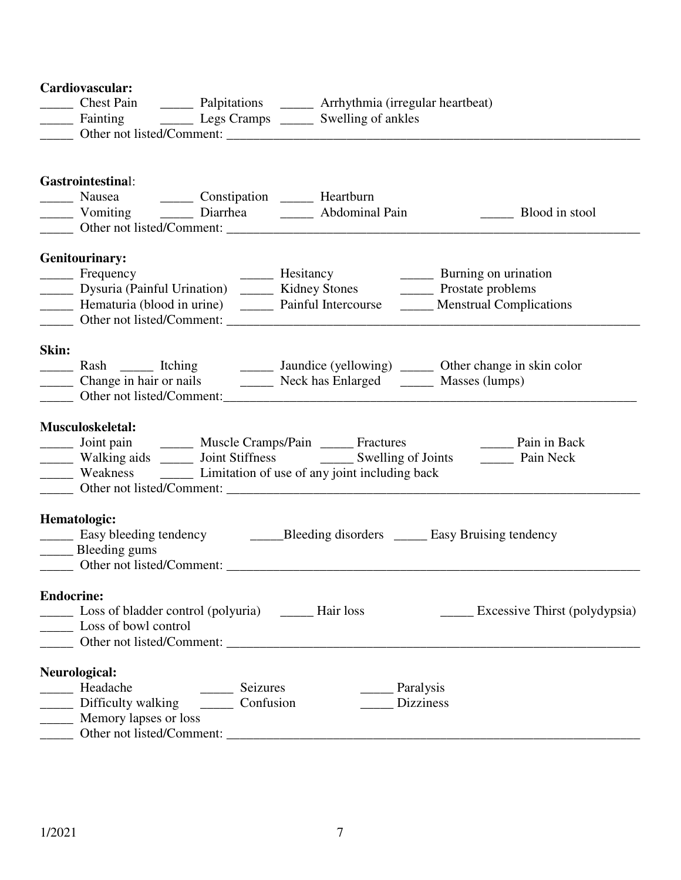**Cardiovascular:**

_____ Chest Pain _____ Palpitations _____ Arrhythmia (irregular heartbeat)
_____ Fainting _____ Legs Cramps _____ Swelling of ankles
_____ Other not listed/Comment: ____________________________________________________________________

**Gastrointestinal**:

_____ Nausea _____ Constipation _____ Heartburn
_____ Vomiting _____ Diarrhea _____ Abdominal Pain _____ Blood in stool
_____ Other not listed/Comment: ____________________________________________________________________

**Genitourinary:**

_____ Frequency _____ Hesitancy _____ Burning on urination
_____ Dysuria (Painful Urination) _____ Kidney Stones _____ Prostate problems
_____ Hematuria (blood in urine) _____ Painful Intercourse _____ Menstrual Complications
_____ Other not listed/Comment: ____________________________________________________________________

**Skin:**

_____ Rash _____ Itching _____ Jaundice (yellowing) _____ Other change in skin color
_____ Change in hair or nails _____ Neck has Enlarged _____ Masses (lumps)
_____ Other not listed/Comment:____________________________________________________________________

**Musculoskeletal:**

_____ Joint pain _____ Muscle Cramps/Pain _____ Fractures _____ Pain in Back
_____ Walking aids _____ Joint Stiffness _____ Swelling of Joints _____ Pain Neck
_____ Weakness _____ Limitation of use of any joint including back
_____ Other not listed/Comment: ____________________________________________________________________

**Hematologic:**

_____ Easy bleeding tendency _____Bleeding disorders _____ Easy Bruising tendency
_____ Bleeding gums
_____ Other not listed/Comment: ____________________________________________________________________

**Endocrine:**

_____ Loss of bladder control (polyuria) _____ Hair loss _____ Excessive Thirst (polydypsia)
_____ Loss of bowl control
_____ Other not listed/Comment: ____________________________________________________________________

**Neurological:**

_____ Headache _____ Seizures _____ Paralysis
_____ Difficulty walking _____ Confusion _____ Dizziness
_____ Memory lapses or loss
_____ Other not listed/Comment: ____________________________________________________________________

1/2021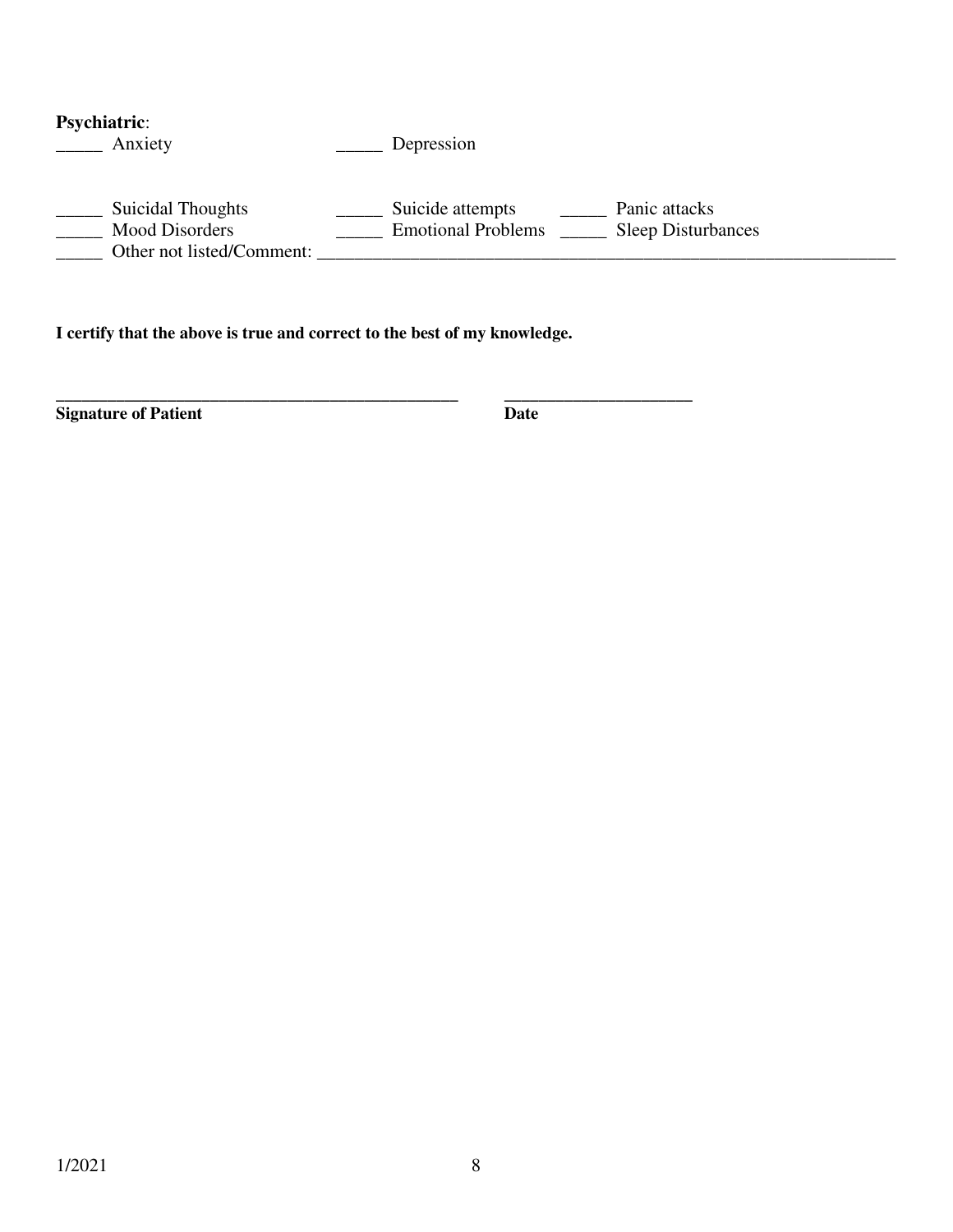**Psychiatric**:

_____ Anxiety _____ Depression

_____ Suicidal Thoughts _____ Suicide attempts _____ Panic attacks
_____ Mood Disorders _____ Emotional Problems _____ Sleep Disturbances
_____ Other not listed/Comment: _______________________________________________________________

**I certify that the above is true and correct to the best of my knowledge.**

**_______________________________________________ ____________________**
**Signature of Patient Date**

1/2021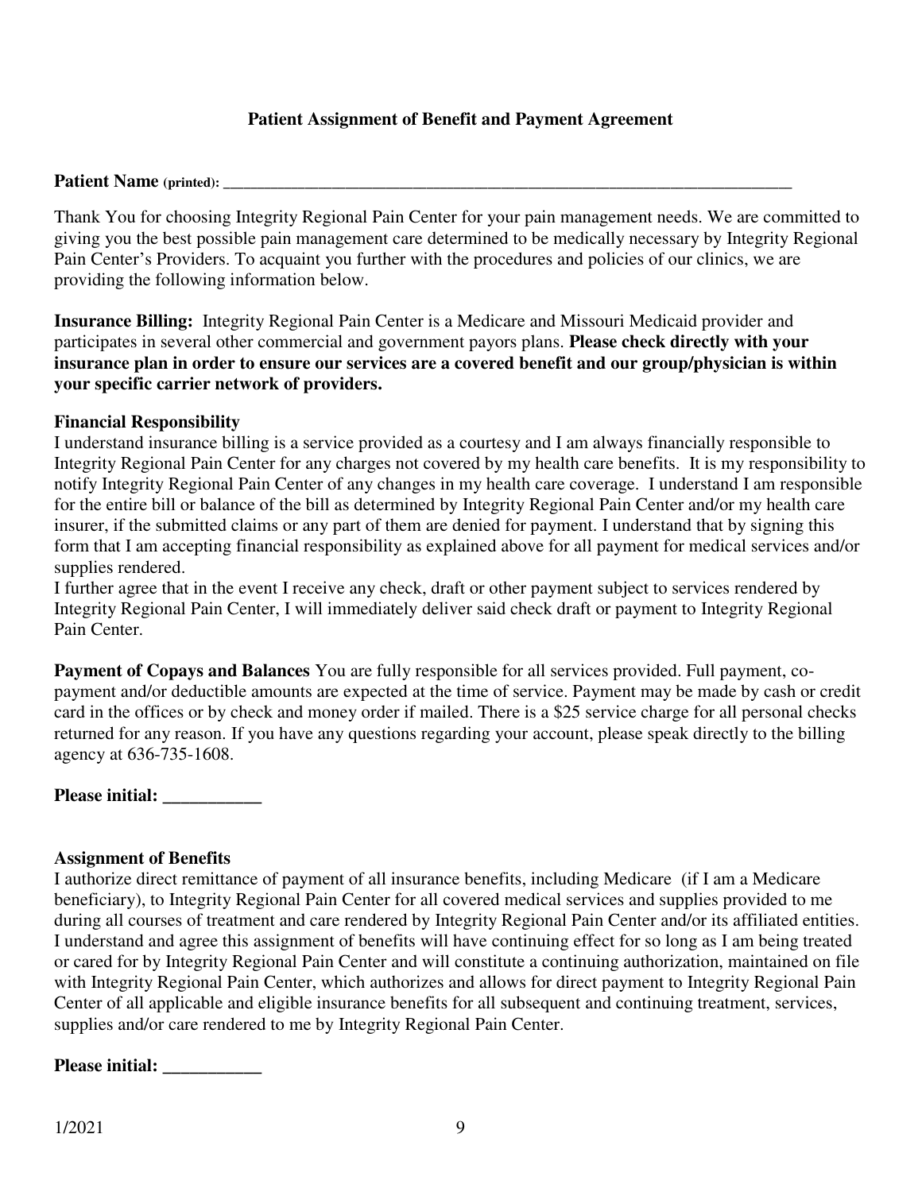# Patient Assignment of Benefit and Payment Agreement

**Patient Name** (printed): ___________________________________________________________________

Thank You for choosing Integrity Regional Pain Center for your pain management needs. We are committed to giving you the best possible pain management care determined to be medically necessary by Integrity Regional Pain Center's Providers. To acquaint you further with the procedures and policies of our clinics, we are providing the following information below.

**Insurance Billing:** Integrity Regional Pain Center is a Medicare and Missouri Medicaid provider and participates in several other commercial and government payors plans. **Please check directly with your insurance plan in order to ensure our services are a covered benefit and our group/physician is within your specific carrier network of providers.**

**Financial Responsibility**

I understand insurance billing is a service provided as a courtesy and I am always financially responsible to Integrity Regional Pain Center for any charges not covered by my health care benefits. It is my responsibility to notify Integrity Regional Pain Center of any changes in my health care coverage. I understand I am responsible for the entire bill or balance of the bill as determined by Integrity Regional Pain Center and/or my health care insurer, if the submitted claims or any part of them are denied for payment. I understand that by signing this form that I am accepting financial responsibility as explained above for all payment for medical services and/or supplies rendered.

I further agree that in the event I receive any check, draft or other payment subject to services rendered by Integrity Regional Pain Center, I will immediately deliver said check draft or payment to Integrity Regional Pain Center.

**Payment of Copays and Balances** You are fully responsible for all services provided. Full payment, co-payment and/or deductible amounts are expected at the time of service. Payment may be made by cash or credit card in the offices or by check and money order if mailed. There is a $25 service charge for all personal checks returned for any reason. If you have any questions regarding your account, please speak directly to the billing agency at 636-735-1608.

**Please initial: ___________**

**Assignment of Benefits**

I authorize direct remittance of payment of all insurance benefits, including Medicare (if I am a Medicare beneficiary), to Integrity Regional Pain Center for all covered medical services and supplies provided to me during all courses of treatment and care rendered by Integrity Regional Pain Center and/or its affiliated entities. I understand and agree this assignment of benefits will have continuing effect for so long as I am being treated or cared for by Integrity Regional Pain Center and will constitute a continuing authorization, maintained on file with Integrity Regional Pain Center, which authorizes and allows for direct payment to Integrity Regional Pain Center of all applicable and eligible insurance benefits for all subsequent and continuing treatment, services, supplies and/or care rendered to me by Integrity Regional Pain Center.

**Please initial: ___________**

1/2021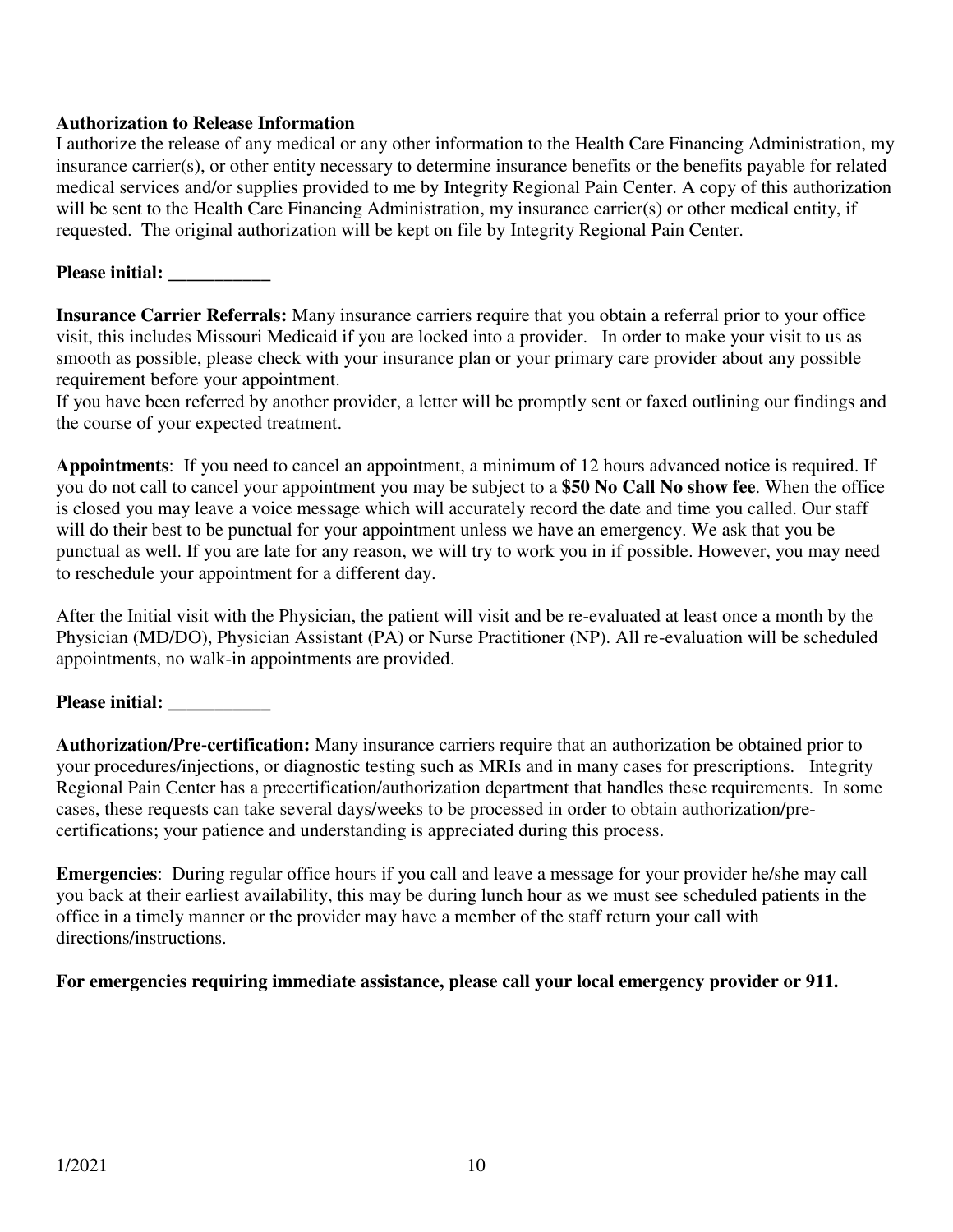**Authorization to Release Information**

I authorize the release of any medical or any other information to the Health Care Financing Administration, my insurance carrier(s), or other entity necessary to determine insurance benefits or the benefits payable for related medical services and/or supplies provided to me by Integrity Regional Pain Center. A copy of this authorization will be sent to the Health Care Financing Administration, my insurance carrier(s) or other medical entity, if requested. The original authorization will be kept on file by Integrity Regional Pain Center.

**Please initial: ___________**

**Insurance Carrier Referrals:** Many insurance carriers require that you obtain a referral prior to your office visit, this includes Missouri Medicaid if you are locked into a provider. In order to make your visit to us as smooth as possible, please check with your insurance plan or your primary care provider about any possible requirement before your appointment.

If you have been referred by another provider, a letter will be promptly sent or faxed outlining our findings and the course of your expected treatment.

**Appointments**: If you need to cancel an appointment, a minimum of 12 hours advanced notice is required. If you do not call to cancel your appointment you may be subject to a **$50 No Call No show fee**. When the office is closed you may leave a voice message which will accurately record the date and time you called. Our staff will do their best to be punctual for your appointment unless we have an emergency. We ask that you be punctual as well. If you are late for any reason, we will try to work you in if possible. However, you may need to reschedule your appointment for a different day.

After the Initial visit with the Physician, the patient will visit and be re-evaluated at least once a month by the Physician (MD/DO), Physician Assistant (PA) or Nurse Practitioner (NP). All re-evaluation will be scheduled appointments, no walk-in appointments are provided.

**Please initial: ___________**

**Authorization/Pre-certification:** Many insurance carriers require that an authorization be obtained prior to your procedures/injections, or diagnostic testing such as MRIs and in many cases for prescriptions. Integrity Regional Pain Center has a precertification/authorization department that handles these requirements. In some cases, these requests can take several days/weeks to be processed in order to obtain authorization/pre-certifications; your patience and understanding is appreciated during this process.

**Emergencies**: During regular office hours if you call and leave a message for your provider he/she may call you back at their earliest availability, this may be during lunch hour as we must see scheduled patients in the office in a timely manner or the provider may have a member of the staff return your call with directions/instructions.

**For emergencies requiring immediate assistance, please call your local emergency provider or 911.**

1/2021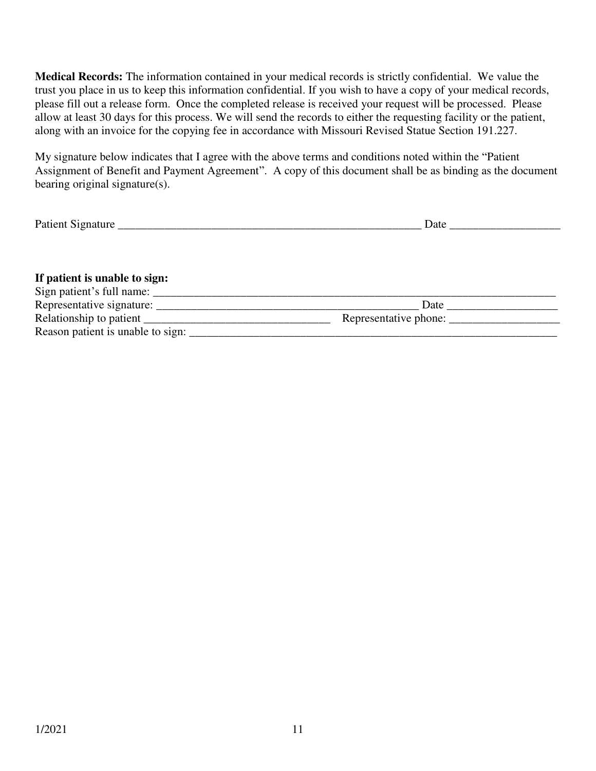**Medical Records:** The information contained in your medical records is strictly confidential. We value the trust you place in us to keep this information confidential. If you wish to have a copy of your medical records, please fill out a release form. Once the completed release is received your request will be processed. Please allow at least 30 days for this process. We will send the records to either the requesting facility or the patient, along with an invoice for the copying fee in accordance with Missouri Revised Statue Section 191.227.

My signature below indicates that I agree with the above terms and conditions noted within the "Patient Assignment of Benefit and Payment Agreement". A copy of this document shall be as binding as the document bearing original signature(s).

Patient Signature _______________________________________________________ Date ___________________

**If patient is unable to sign:**

Sign patient's full name: ___________________________________________________________________________

Representative signature: _______________________________________________ Date ___________________

Relationship to patient _________________________________ Representative phone: ___________________

Reason patient is unable to sign: ___________________________________________________________________

1/2021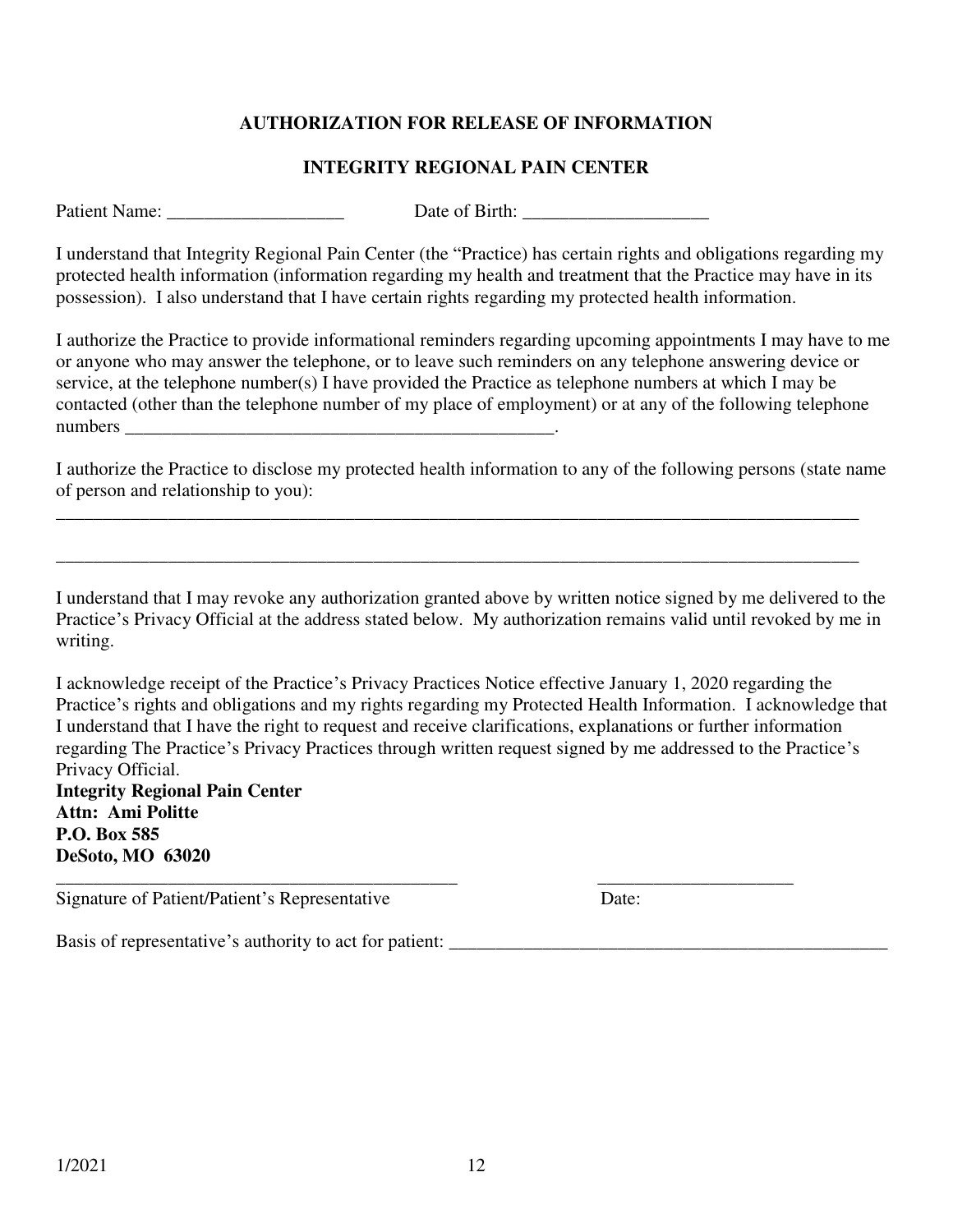**AUTHORIZATION FOR RELEASE OF INFORMATION**

**INTEGRITY REGIONAL PAIN CENTER**

Patient Name: ___________________ Date of Birth: ____________________

I understand that Integrity Regional Pain Center (the "Practice) has certain rights and obligations regarding my protected health information (information regarding my health and treatment that the Practice may have in its possession). I also understand that I have certain rights regarding my protected health information.

I authorize the Practice to provide informational reminders regarding upcoming appointments I may have to me or anyone who may answer the telephone, or to leave such reminders on any telephone answering device or service, at the telephone number(s) I have provided the Practice as telephone numbers at which I may be contacted (other than the telephone number of my place of employment) or at any of the following telephone numbers _______________________________________________.

I authorize the Practice to disclose my protected health information to any of the following persons (state name of person and relationship to you):

_____________________________________________________________________________________

_____________________________________________________________________________________

I understand that I may revoke any authorization granted above by written notice signed by me delivered to the Practice's Privacy Official at the address stated below. My authorization remains valid until revoked by me in writing.

I acknowledge receipt of the Practice's Privacy Practices Notice effective January 1, 2020 regarding the Practice's rights and obligations and my rights regarding my Protected Health Information. I acknowledge that I understand that I have the right to request and receive clarifications, explanations or further information regarding The Practice's Privacy Practices through written request signed by me addressed to the Practice's Privacy Official.

**Integrity Regional Pain Center**
**Attn: Ami Politte**
**P.O. Box 585**
**DeSoto, MO 63020**

____________________________________________ _____________________
Signature of Patient/Patient's Representative Date:

Basis of representative's authority to act for patient: _________________________________________________

1/2021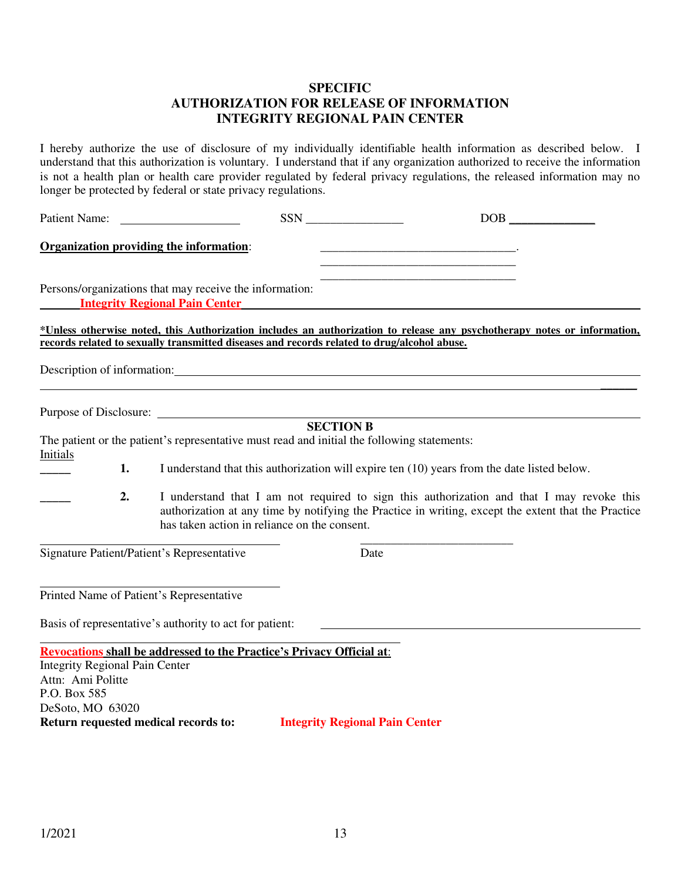# SPECIFIC
# AUTHORIZATION FOR RELEASE OF INFORMATION
# INTEGRITY REGIONAL PAIN CENTER

I hereby authorize the use of disclosure of my individually identifiable health information as described below. I understand that this authorization is voluntary. I understand that if any organization authorized to receive the information is not a health plan or health care provider regulated by federal privacy regulations, the released information may no longer be protected by federal or state privacy regulations.

Patient Name: ____________________ SSN ________________ DOB ______________

**Organization providing the information**: ________________________________.
________________________________
________________________________

Persons/organizations that may receive the information:
**Integrity Regional Pain Center**

***Unless otherwise noted, this Authorization includes an authorization to release any psychotherapy notes or information, records related to sexually transmitted diseases and records related to drug/alcohol abuse.**

Description of information: ______________________________________________________________
______________________________________________________________________________________

Purpose of Disclosure: ____________________________________________________________________

**SECTION B**

The patient or the patient's representative must read and initial the following statements:

Initials

_____ **1.** I understand that this authorization will expire ten (10) years from the date listed below.

_____ **2.** I understand that I am not required to sign this authorization and that I may revoke this authorization at any time by notifying the Practice in writing, except the extent that the Practice has taken action in reliance on the consent.

________________________________________ ________________________
Signature Patient/Patient's Representative Date

________________________________________
Printed Name of Patient's Representative

Basis of representative's authority to act for patient: ________________________________________

**Revocations shall be addressed to the Practice's Privacy Official at**:
Integrity Regional Pain Center
Attn: Ami Politte
P.O. Box 585
DeSoto, MO 63020

**Return requested medical records to:** **Integrity Regional Pain Center**

1/2021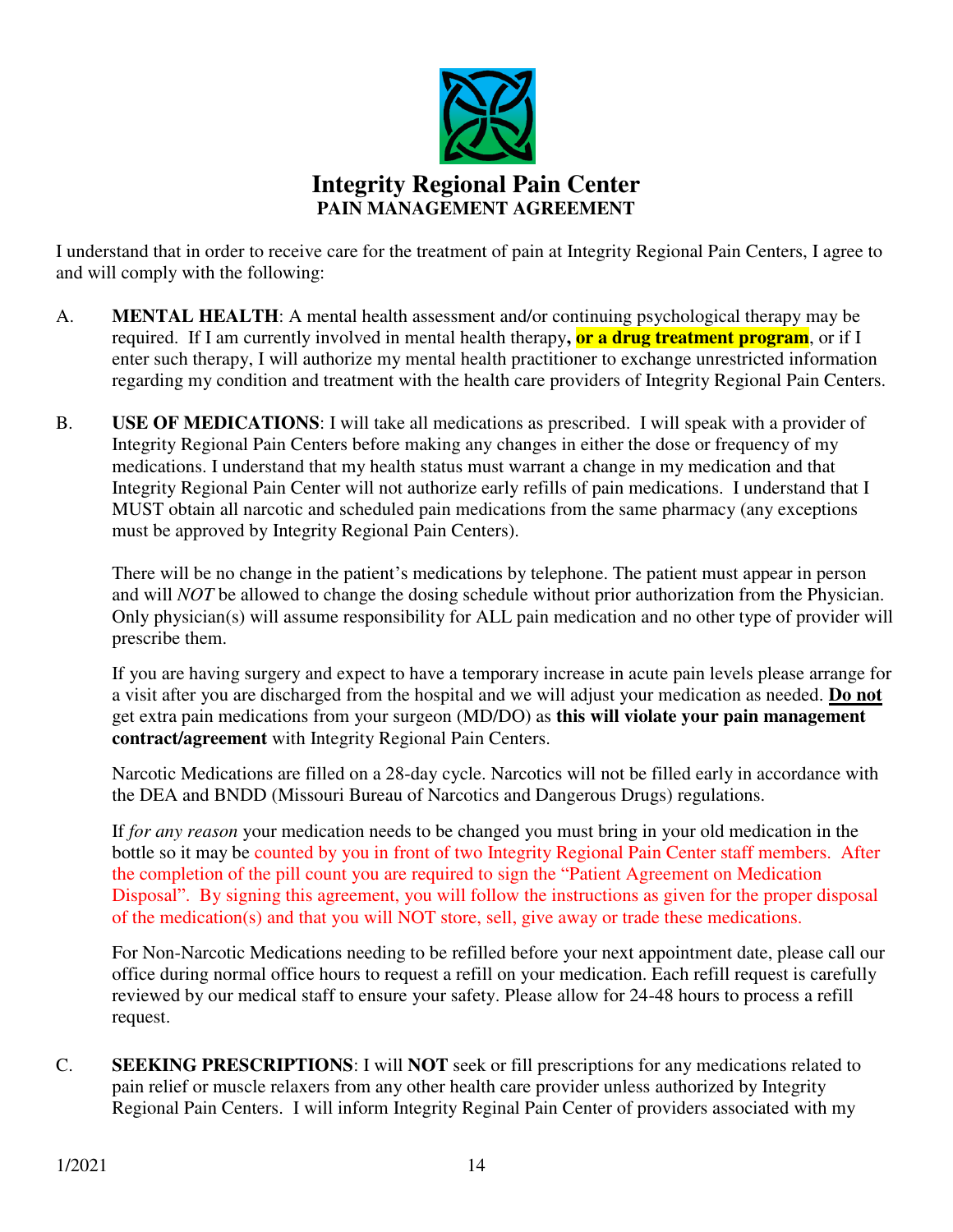# Integrity Regional Pain Center

## PAIN MANAGEMENT AGREEMENT

I understand that in order to receive care for the treatment of pain at Integrity Regional Pain Centers, I agree to and will comply with the following:

A. **MENTAL HEALTH**: A mental health assessment and/or continuing psychological therapy may be required. If I am currently involved in mental health therapy**, or a drug treatment program**, or if I enter such therapy, I will authorize my mental health practitioner to exchange unrestricted information regarding my condition and treatment with the health care providers of Integrity Regional Pain Centers.

B. **USE OF MEDICATIONS**: I will take all medications as prescribed. I will speak with a provider of Integrity Regional Pain Centers before making any changes in either the dose or frequency of my medications. I understand that my health status must warrant a change in my medication and that Integrity Regional Pain Center will not authorize early refills of pain medications. I understand that I MUST obtain all narcotic and scheduled pain medications from the same pharmacy (any exceptions must be approved by Integrity Regional Pain Centers).

   There will be no change in the patient's medications by telephone. The patient must appear in person and will *NOT* be allowed to change the dosing schedule without prior authorization from the Physician. Only physician(s) will assume responsibility for ALL pain medication and no other type of provider will prescribe them.

   If you are having surgery and expect to have a temporary increase in acute pain levels please arrange for a visit after you are discharged from the hospital and we will adjust your medication as needed. **Do not** get extra pain medications from your surgeon (MD/DO) as **this will violate your pain management contract/agreement** with Integrity Regional Pain Centers.

   Narcotic Medications are filled on a 28-day cycle. Narcotics will not be filled early in accordance with the DEA and BNDD (Missouri Bureau of Narcotics and Dangerous Drugs) regulations.

   If *for any reason* your medication needs to be changed you must bring in your old medication in the bottle so it may be counted by you in front of two Integrity Regional Pain Center staff members. After the completion of the pill count you are required to sign the "Patient Agreement on Medication Disposal". By signing this agreement, you will follow the instructions as given for the proper disposal of the medication(s) and that you will NOT store, sell, give away or trade these medications.

   For Non-Narcotic Medications needing to be refilled before your next appointment date, please call our office during normal office hours to request a refill on your medication. Each refill request is carefully reviewed by our medical staff to ensure your safety. Please allow for 24-48 hours to process a refill request.

C. **SEEKING PRESCRIPTIONS**: I will **NOT** seek or fill prescriptions for any medications related to pain relief or muscle relaxers from any other health care provider unless authorized by Integrity Regional Pain Centers. I will inform Integrity Reginal Pain Center of providers associated with my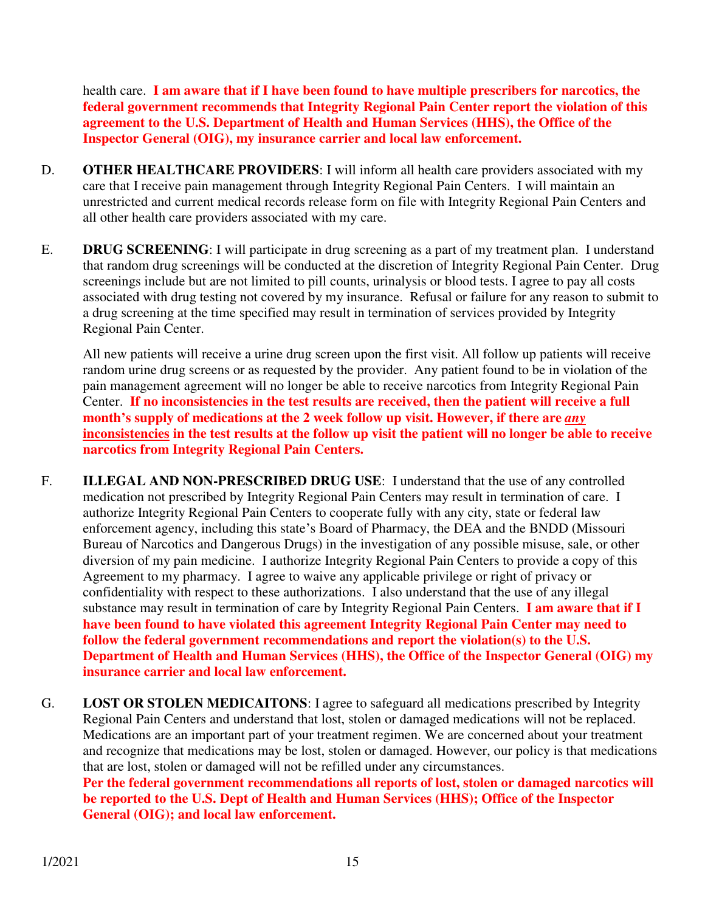health care. **I am aware that if I have been found to have multiple prescribers for narcotics, the federal government recommends that Integrity Regional Pain Center report the violation of this agreement to the U.S. Department of Health and Human Services (HHS), the Office of the Inspector General (OIG), my insurance carrier and local law enforcement.**

D. **OTHER HEALTHCARE PROVIDERS**: I will inform all health care providers associated with my care that I receive pain management through Integrity Regional Pain Centers. I will maintain an unrestricted and current medical records release form on file with Integrity Regional Pain Centers and all other health care providers associated with my care.

E. **DRUG SCREENING**: I will participate in drug screening as a part of my treatment plan. I understand that random drug screenings will be conducted at the discretion of Integrity Regional Pain Center. Drug screenings include but are not limited to pill counts, urinalysis or blood tests. I agree to pay all costs associated with drug testing not covered by my insurance. Refusal or failure for any reason to submit to a drug screening at the time specified may result in termination of services provided by Integrity Regional Pain Center.

All new patients will receive a urine drug screen upon the first visit. All follow up patients will receive random urine drug screens or as requested by the provider. Any patient found to be in violation of the pain management agreement will no longer be able to receive narcotics from Integrity Regional Pain Center. **If no inconsistencies in the test results are received, then the patient will receive a full month's supply of medications at the 2 week follow up visit. However, if there are *<u>any</u>* <u>inconsistencies</u> in the test results at the follow up visit the patient will no longer be able to receive narcotics from Integrity Regional Pain Centers.**

F. **ILLEGAL AND NON-PRESCRIBED DRUG USE**: I understand that the use of any controlled medication not prescribed by Integrity Regional Pain Centers may result in termination of care. I authorize Integrity Regional Pain Centers to cooperate fully with any city, state or federal law enforcement agency, including this state's Board of Pharmacy, the DEA and the BNDD (Missouri Bureau of Narcotics and Dangerous Drugs) in the investigation of any possible misuse, sale, or other diversion of my pain medicine. I authorize Integrity Regional Pain Centers to provide a copy of this Agreement to my pharmacy. I agree to waive any applicable privilege or right of privacy or confidentiality with respect to these authorizations. I also understand that the use of any illegal substance may result in termination of care by Integrity Regional Pain Centers. **I am aware that if I have been found to have violated this agreement Integrity Regional Pain Center may need to follow the federal government recommendations and report the violation(s) to the U.S. Department of Health and Human Services (HHS), the Office of the Inspector General (OIG) my insurance carrier and local law enforcement.**

G. **LOST OR STOLEN MEDICAITONS**: I agree to safeguard all medications prescribed by Integrity Regional Pain Centers and understand that lost, stolen or damaged medications will not be replaced. Medications are an important part of your treatment regimen. We are concerned about your treatment and recognize that medications may be lost, stolen or damaged. However, our policy is that medications that are lost, stolen or damaged will not be refilled under any circumstances.
**Per the federal government recommendations all reports of lost, stolen or damaged narcotics will be reported to the U.S. Dept of Health and Human Services (HHS); Office of the Inspector General (OIG); and local law enforcement.**

1/2021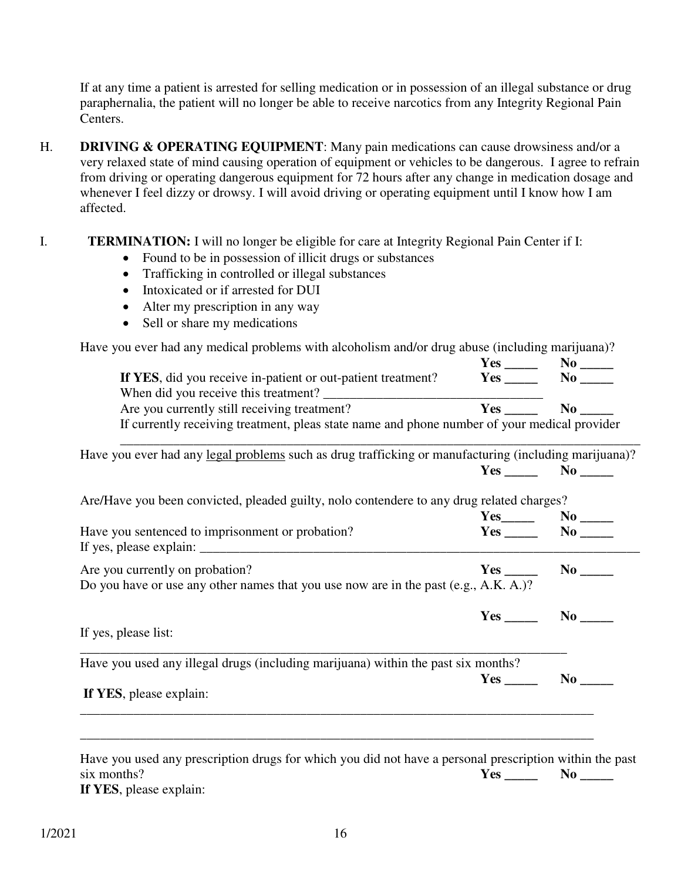If at any time a patient is arrested for selling medication or in possession of an illegal substance or drug paraphernalia, the patient will no longer be able to receive narcotics from any Integrity Regional Pain Centers.

H. **DRIVING & OPERATING EQUIPMENT**: Many pain medications can cause drowsiness and/or a very relaxed state of mind causing operation of equipment or vehicles to be dangerous. I agree to refrain from driving or operating dangerous equipment for 72 hours after any change in medication dosage and whenever I feel dizzy or drowsy. I will avoid driving or operating equipment until I know how I am affected.

I. **TERMINATION:** I will no longer be eligible for care at Integrity Regional Pain Center if I:

- Found to be in possession of illicit drugs or substances
- Trafficking in controlled or illegal substances
- Intoxicated or if arrested for DUI
- Alter my prescription in any way
- Sell or share my medications

Have you ever had any medical problems with alcoholism and/or drug abuse (including marijuana)?
**Yes _____ No _____**

**If YES**, did you receive in-patient or out-patient treatment? **Yes _____ No _____**

When did you receive this treatment? ________________________________

Are you currently still receiving treatment? **Yes _____ No _____**

If currently receiving treatment, pleas state name and phone number of your medical provider

________________________________________________________________________________

Have you ever had any <u>legal problems</u> such as drug trafficking or manufacturing (including marijuana)?
**Yes _____ No _____**

Are/Have you been convicted, pleaded guilty, nolo contendere to any drug related charges?
**Yes_____ No _____**

Have you sentenced to imprisonment or probation? **Yes _____ No _____**

If yes, please explain: ____________________________________________________________________

Are you currently on probation? **Yes _____ No _____**

Do you have or use any other names that you use now are in the past (e.g., A.K. A.)?

**Yes _____ No _____**

If yes, please list:

____________________________________________________________________________

Have you used any illegal drugs (including marijuana) within the past six months?
**Yes _____ No _____**

**If YES**, please explain:

________________________________________________________________________________

________________________________________________________________________________

Have you used any prescription drugs for which you did not have a personal prescription within the past six months? **Yes _____ No _____**

**If YES**, please explain:

1/2021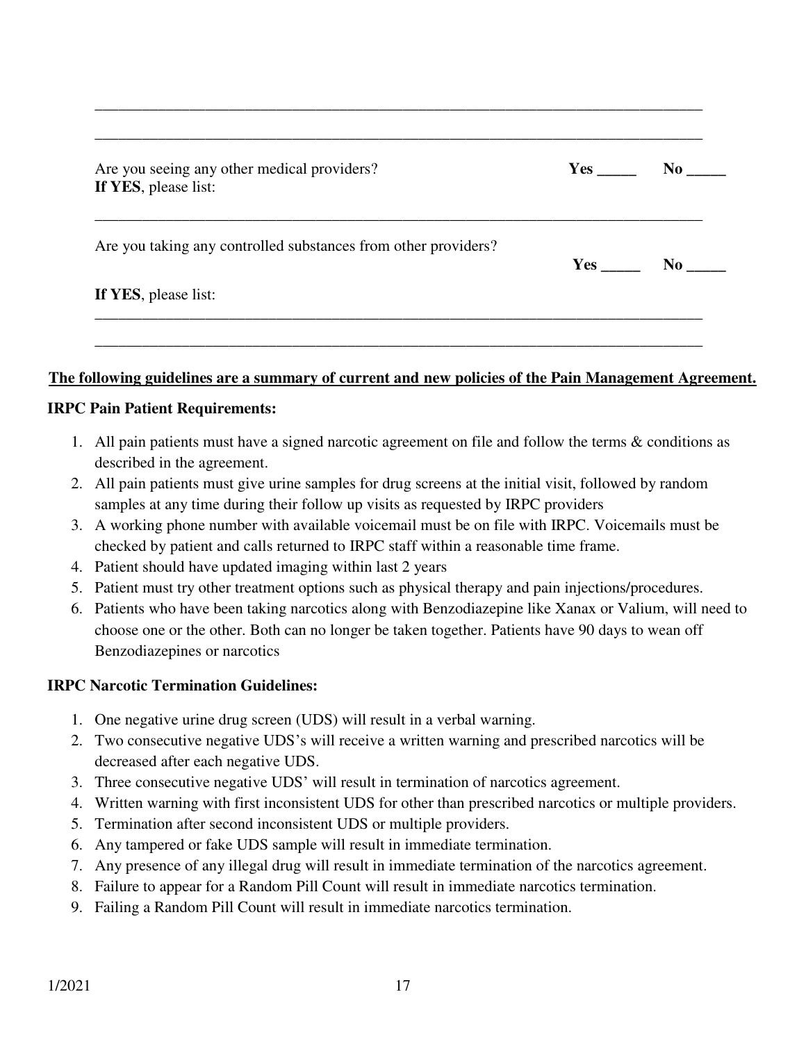\_\_\_\_\_\_\_\_\_\_\_\_\_\_\_\_\_\_\_\_\_\_\_\_\_\_\_\_\_\_\_\_\_\_\_\_\_\_\_\_\_\_\_\_\_\_\_\_\_\_\_\_\_\_\_\_\_\_\_\_\_\_\_\_\_\_\_\_\_\_\_\_\_\_\_\_

\_\_\_\_\_\_\_\_\_\_\_\_\_\_\_\_\_\_\_\_\_\_\_\_\_\_\_\_\_\_\_\_\_\_\_\_\_\_\_\_\_\_\_\_\_\_\_\_\_\_\_\_\_\_\_\_\_\_\_\_\_\_\_\_\_\_\_\_\_\_\_\_\_\_\_\_

Are you seeing any other medical providers? **Yes \_\_\_\_\_ No \_\_\_\_\_**

**If YES**, please list:

\_\_\_\_\_\_\_\_\_\_\_\_\_\_\_\_\_\_\_\_\_\_\_\_\_\_\_\_\_\_\_\_\_\_\_\_\_\_\_\_\_\_\_\_\_\_\_\_\_\_\_\_\_\_\_\_\_\_\_\_\_\_\_\_\_\_\_\_\_\_\_\_\_\_\_\_

Are you taking any controlled substances from other providers? **Yes \_\_\_\_\_ No \_\_\_\_\_**

**If YES**, please list:

\_\_\_\_\_\_\_\_\_\_\_\_\_\_\_\_\_\_\_\_\_\_\_\_\_\_\_\_\_\_\_\_\_\_\_\_\_\_\_\_\_\_\_\_\_\_\_\_\_\_\_\_\_\_\_\_\_\_\_\_\_\_\_\_\_\_\_\_\_\_\_\_\_\_\_\_

\_\_\_\_\_\_\_\_\_\_\_\_\_\_\_\_\_\_\_\_\_\_\_\_\_\_\_\_\_\_\_\_\_\_\_\_\_\_\_\_\_\_\_\_\_\_\_\_\_\_\_\_\_\_\_\_\_\_\_\_\_\_\_\_\_\_\_\_\_\_\_\_\_\_\_\_

**<u>The following guidelines are a summary of current and new policies of the Pain Management Agreement.</u>**

**IRPC Pain Patient Requirements:**

1. All pain patients must have a signed narcotic agreement on file and follow the terms & conditions as described in the agreement.
2. All pain patients must give urine samples for drug screens at the initial visit, followed by random samples at any time during their follow up visits as requested by IRPC providers
3. A working phone number with available voicemail must be on file with IRPC. Voicemails must be checked by patient and calls returned to IRPC staff within a reasonable time frame.
4. Patient should have updated imaging within last 2 years
5. Patient must try other treatment options such as physical therapy and pain injections/procedures.
6. Patients who have been taking narcotics along with Benzodiazepine like Xanax or Valium, will need to choose one or the other. Both can no longer be taken together. Patients have 90 days to wean off Benzodiazepines or narcotics

**IRPC Narcotic Termination Guidelines:**

1. One negative urine drug screen (UDS) will result in a verbal warning.
2. Two consecutive negative UDS's will receive a written warning and prescribed narcotics will be decreased after each negative UDS.
3. Three consecutive negative UDS' will result in termination of narcotics agreement.
4. Written warning with first inconsistent UDS for other than prescribed narcotics or multiple providers.
5. Termination after second inconsistent UDS or multiple providers.
6. Any tampered or fake UDS sample will result in immediate termination.
7. Any presence of any illegal drug will result in immediate termination of the narcotics agreement.
8. Failure to appear for a Random Pill Count will result in immediate narcotics termination.
9. Failing a Random Pill Count will result in immediate narcotics termination.

1/2021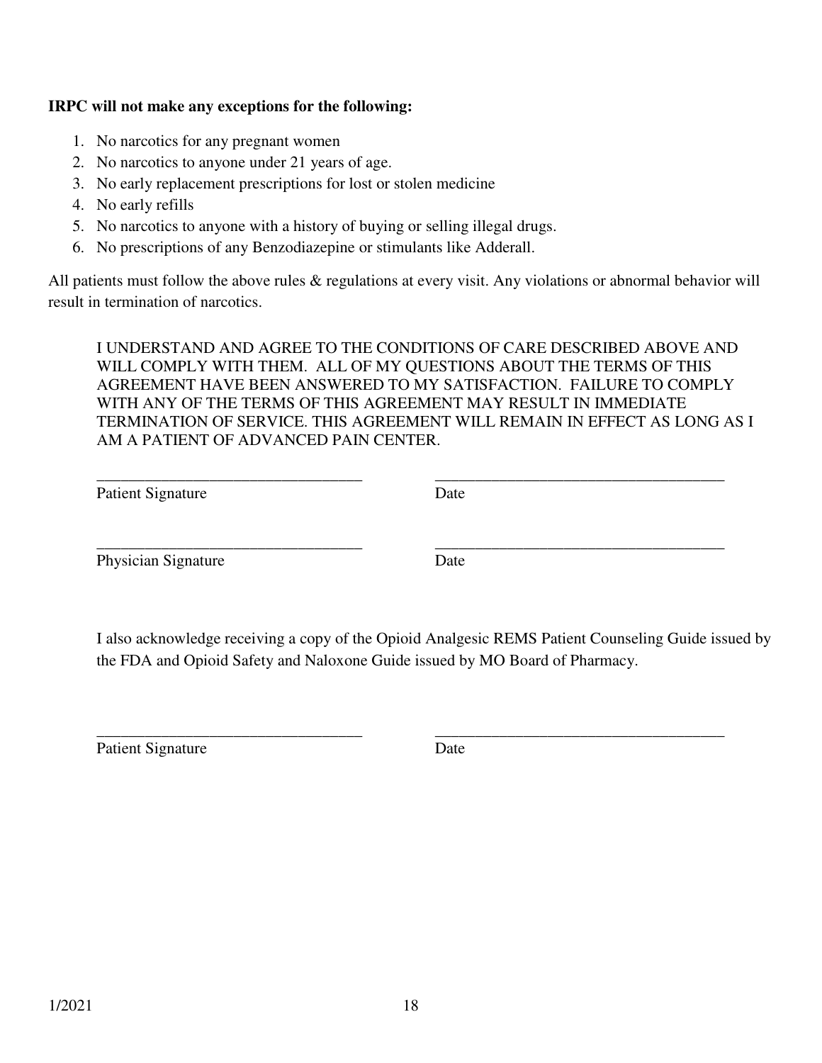**IRPC will not make any exceptions for the following:**

1. No narcotics for any pregnant women
2. No narcotics to anyone under 21 years of age.
3. No early replacement prescriptions for lost or stolen medicine
4. No early refills
5. No narcotics to anyone with a history of buying or selling illegal drugs.
6. No prescriptions of any Benzodiazepine or stimulants like Adderall.

All patients must follow the above rules & regulations at every visit. Any violations or abnormal behavior will result in termination of narcotics.

I UNDERSTAND AND AGREE TO THE CONDITIONS OF CARE DESCRIBED ABOVE AND WILL COMPLY WITH THEM. ALL OF MY QUESTIONS ABOUT THE TERMS OF THIS AGREEMENT HAVE BEEN ANSWERED TO MY SATISFACTION. FAILURE TO COMPLY WITH ANY OF THE TERMS OF THIS AGREEMENT MAY RESULT IN IMMEDIATE TERMINATION OF SERVICE. THIS AGREEMENT WILL REMAIN IN EFFECT AS LONG AS I AM A PATIENT OF ADVANCED PAIN CENTER.

\_\_\_\_\_\_\_\_\_\_\_\_\_\_\_\_\_\_\_\_\_\_\_\_\_\_\_\_\_\_\_\_\_\_ \_\_\_\_\_\_\_\_\_\_\_\_\_\_\_\_\_\_\_\_\_\_\_\_\_\_\_\_\_\_\_\_\_\_\_\_\_\_

Patient Signature Date

\_\_\_\_\_\_\_\_\_\_\_\_\_\_\_\_\_\_\_\_\_\_\_\_\_\_\_\_\_\_\_\_\_\_ \_\_\_\_\_\_\_\_\_\_\_\_\_\_\_\_\_\_\_\_\_\_\_\_\_\_\_\_\_\_\_\_\_\_\_\_\_\_

Physician Signature Date

I also acknowledge receiving a copy of the Opioid Analgesic REMS Patient Counseling Guide issued by the FDA and Opioid Safety and Naloxone Guide issued by MO Board of Pharmacy.

\_\_\_\_\_\_\_\_\_\_\_\_\_\_\_\_\_\_\_\_\_\_\_\_\_\_\_\_\_\_\_\_\_\_ \_\_\_\_\_\_\_\_\_\_\_\_\_\_\_\_\_\_\_\_\_\_\_\_\_\_\_\_\_\_\_\_\_\_\_\_\_\_

Patient Signature Date

1/2021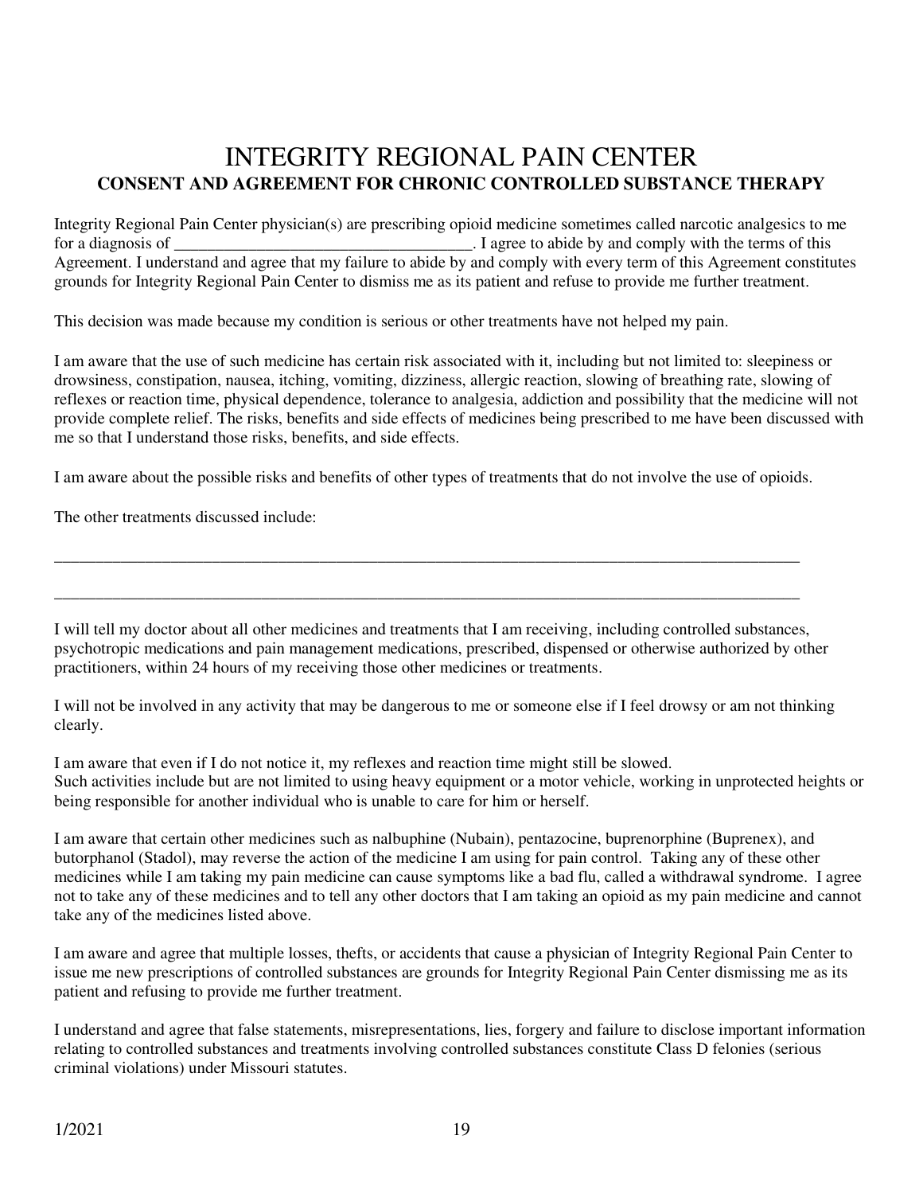# INTEGRITY REGIONAL PAIN CENTER

**CONSENT AND AGREEMENT FOR CHRONIC CONTROLLED SUBSTANCE THERAPY**

Integrity Regional Pain Center physician(s) are prescribing opioid medicine sometimes called narcotic analgesics to me for a diagnosis of ____________________________________. I agree to abide by and comply with the terms of this Agreement. I understand and agree that my failure to abide by and comply with every term of this Agreement constitutes grounds for Integrity Regional Pain Center to dismiss me as its patient and refuse to provide me further treatment.

This decision was made because my condition is serious or other treatments have not helped my pain.

I am aware that the use of such medicine has certain risk associated with it, including but not limited to: sleepiness or drowsiness, constipation, nausea, itching, vomiting, dizziness, allergic reaction, slowing of breathing rate, slowing of reflexes or reaction time, physical dependence, tolerance to analgesia, addiction and possibility that the medicine will not provide complete relief. The risks, benefits and side effects of medicines being prescribed to me have been discussed with me so that I understand those risks, benefits, and side effects.

I am aware about the possible risks and benefits of other types of treatments that do not involve the use of opioids.

The other treatments discussed include:

______________________________________________________________________________________________

______________________________________________________________________________________________

I will tell my doctor about all other medicines and treatments that I am receiving, including controlled substances, psychotropic medications and pain management medications, prescribed, dispensed or otherwise authorized by other practitioners, within 24 hours of my receiving those other medicines or treatments.

I will not be involved in any activity that may be dangerous to me or someone else if I feel drowsy or am not thinking clearly.

I am aware that even if I do not notice it, my reflexes and reaction time might still be slowed.
Such activities include but are not limited to using heavy equipment or a motor vehicle, working in unprotected heights or being responsible for another individual who is unable to care for him or herself.

I am aware that certain other medicines such as nalbuphine (Nubain), pentazocine, buprenorphine (Buprenex), and butorphanol (Stadol), may reverse the action of the medicine I am using for pain control. Taking any of these other medicines while I am taking my pain medicine can cause symptoms like a bad flu, called a withdrawal syndrome. I agree not to take any of these medicines and to tell any other doctors that I am taking an opioid as my pain medicine and cannot take any of the medicines listed above.

I am aware and agree that multiple losses, thefts, or accidents that cause a physician of Integrity Regional Pain Center to issue me new prescriptions of controlled substances are grounds for Integrity Regional Pain Center dismissing me as its patient and refusing to provide me further treatment.

I understand and agree that false statements, misrepresentations, lies, forgery and failure to disclose important information relating to controlled substances and treatments involving controlled substances constitute Class D felonies (serious criminal violations) under Missouri statutes.

1/2021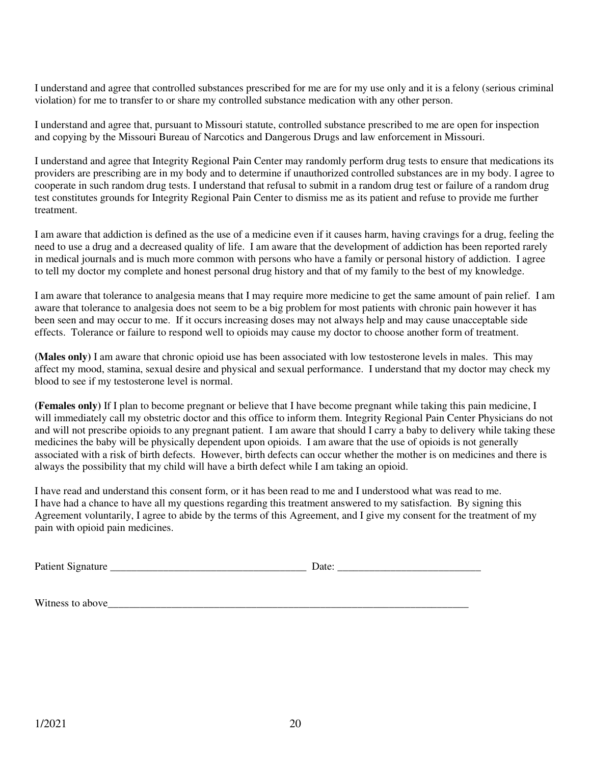I understand and agree that controlled substances prescribed for me are for my use only and it is a felony (serious criminal violation) for me to transfer to or share my controlled substance medication with any other person.

I understand and agree that, pursuant to Missouri statute, controlled substance prescribed to me are open for inspection and copying by the Missouri Bureau of Narcotics and Dangerous Drugs and law enforcement in Missouri.

I understand and agree that Integrity Regional Pain Center may randomly perform drug tests to ensure that medications its providers are prescribing are in my body and to determine if unauthorized controlled substances are in my body. I agree to cooperate in such random drug tests. I understand that refusal to submit in a random drug test or failure of a random drug test constitutes grounds for Integrity Regional Pain Center to dismiss me as its patient and refuse to provide me further treatment.

I am aware that addiction is defined as the use of a medicine even if it causes harm, having cravings for a drug, feeling the need to use a drug and a decreased quality of life. I am aware that the development of addiction has been reported rarely in medical journals and is much more common with persons who have a family or personal history of addiction. I agree to tell my doctor my complete and honest personal drug history and that of my family to the best of my knowledge.

I am aware that tolerance to analgesia means that I may require more medicine to get the same amount of pain relief. I am aware that tolerance to analgesia does not seem to be a big problem for most patients with chronic pain however it has been seen and may occur to me. If it occurs increasing doses may not always help and may cause unacceptable side effects. Tolerance or failure to respond well to opioids may cause my doctor to choose another form of treatment.

**(Males only)** I am aware that chronic opioid use has been associated with low testosterone levels in males. This may affect my mood, stamina, sexual desire and physical and sexual performance. I understand that my doctor may check my blood to see if my testosterone level is normal.

**(Females only)** If I plan to become pregnant or believe that I have become pregnant while taking this pain medicine, I will immediately call my obstetric doctor and this office to inform them. Integrity Regional Pain Center Physicians do not and will not prescribe opioids to any pregnant patient. I am aware that should I carry a baby to delivery while taking these medicines the baby will be physically dependent upon opioids. I am aware that the use of opioids is not generally associated with a risk of birth defects. However, birth defects can occur whether the mother is on medicines and there is always the possibility that my child will have a birth defect while I am taking an opioid.

I have read and understand this consent form, or it has been read to me and I understood what was read to me. I have had a chance to have all my questions regarding this treatment answered to my satisfaction. By signing this Agreement voluntarily, I agree to abide by the terms of this Agreement, and I give my consent for the treatment of my pain with opioid pain medicines.

Patient Signature _____________________________________ Date: ___________________________

Witness to above_______________________________________________________________________

1/2021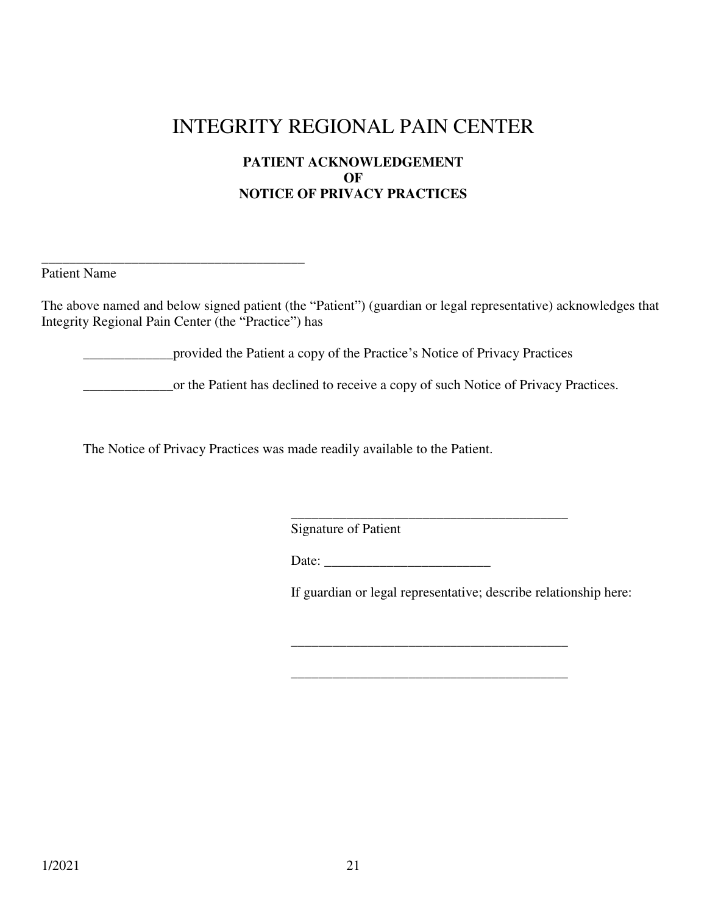# INTEGRITY REGIONAL PAIN CENTER

**PATIENT ACKNOWLEDGEMENT**
**OF**
**NOTICE OF PRIVACY PRACTICES**

_______________________________________
Patient Name

The above named and below signed patient (the "Patient") (guardian or legal representative) acknowledges that Integrity Regional Pain Center (the "Practice") has

_____________provided the Patient a copy of the Practice's Notice of Privacy Practices

_____________or the Patient has declined to receive a copy of such Notice of Privacy Practices.

The Notice of Privacy Practices was made readily available to the Patient.

_________________________________________
Signature of Patient

Date: ________________________

If guardian or legal representative; describe relationship here:

_________________________________________

_________________________________________

1/2021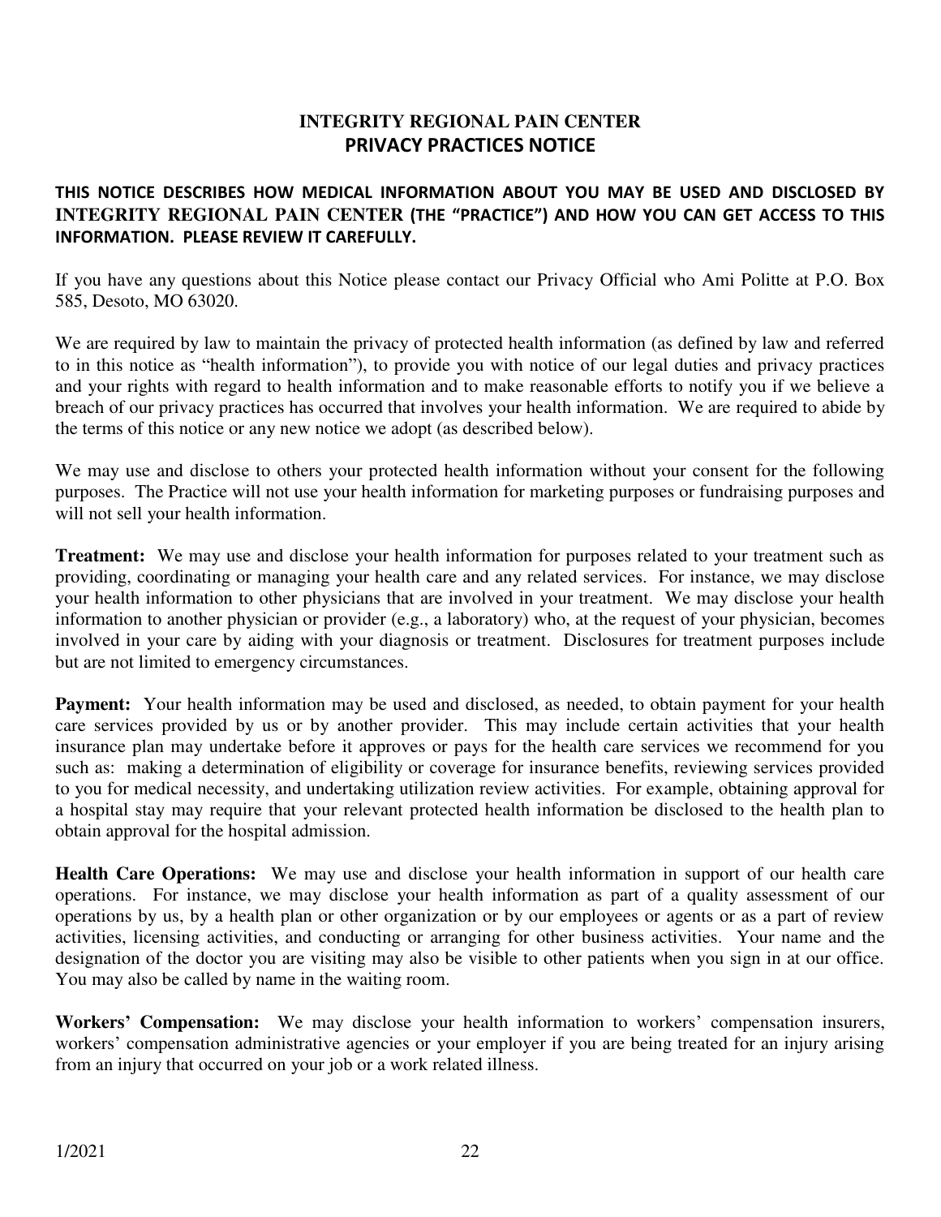# INTEGRITY REGIONAL PAIN CENTER
## PRIVACY PRACTICES NOTICE

**THIS NOTICE DESCRIBES HOW MEDICAL INFORMATION ABOUT YOU MAY BE USED AND DISCLOSED BY INTEGRITY REGIONAL PAIN CENTER (THE "PRACTICE") AND HOW YOU CAN GET ACCESS TO THIS INFORMATION. PLEASE REVIEW IT CAREFULLY.**

If you have any questions about this Notice please contact our Privacy Official who Ami Politte at P.O. Box 585, Desoto, MO 63020.

We are required by law to maintain the privacy of protected health information (as defined by law and referred to in this notice as "health information"), to provide you with notice of our legal duties and privacy practices and your rights with regard to health information and to make reasonable efforts to notify you if we believe a breach of our privacy practices has occurred that involves your health information. We are required to abide by the terms of this notice or any new notice we adopt (as described below).

We may use and disclose to others your protected health information without your consent for the following purposes. The Practice will not use your health information for marketing purposes or fundraising purposes and will not sell your health information.

**Treatment:** We may use and disclose your health information for purposes related to your treatment such as providing, coordinating or managing your health care and any related services. For instance, we may disclose your health information to other physicians that are involved in your treatment. We may disclose your health information to another physician or provider (e.g., a laboratory) who, at the request of your physician, becomes involved in your care by aiding with your diagnosis or treatment. Disclosures for treatment purposes include but are not limited to emergency circumstances.

**Payment:** Your health information may be used and disclosed, as needed, to obtain payment for your health care services provided by us or by another provider. This may include certain activities that your health insurance plan may undertake before it approves or pays for the health care services we recommend for you such as: making a determination of eligibility or coverage for insurance benefits, reviewing services provided to you for medical necessity, and undertaking utilization review activities. For example, obtaining approval for a hospital stay may require that your relevant protected health information be disclosed to the health plan to obtain approval for the hospital admission.

**Health Care Operations:** We may use and disclose your health information in support of our health care operations. For instance, we may disclose your health information as part of a quality assessment of our operations by us, by a health plan or other organization or by our employees or agents or as a part of review activities, licensing activities, and conducting or arranging for other business activities. Your name and the designation of the doctor you are visiting may also be visible to other patients when you sign in at our office. You may also be called by name in the waiting room.

**Workers' Compensation:** We may disclose your health information to workers' compensation insurers, workers' compensation administrative agencies or your employer if you are being treated for an injury arising from an injury that occurred on your job or a work related illness.

1/2021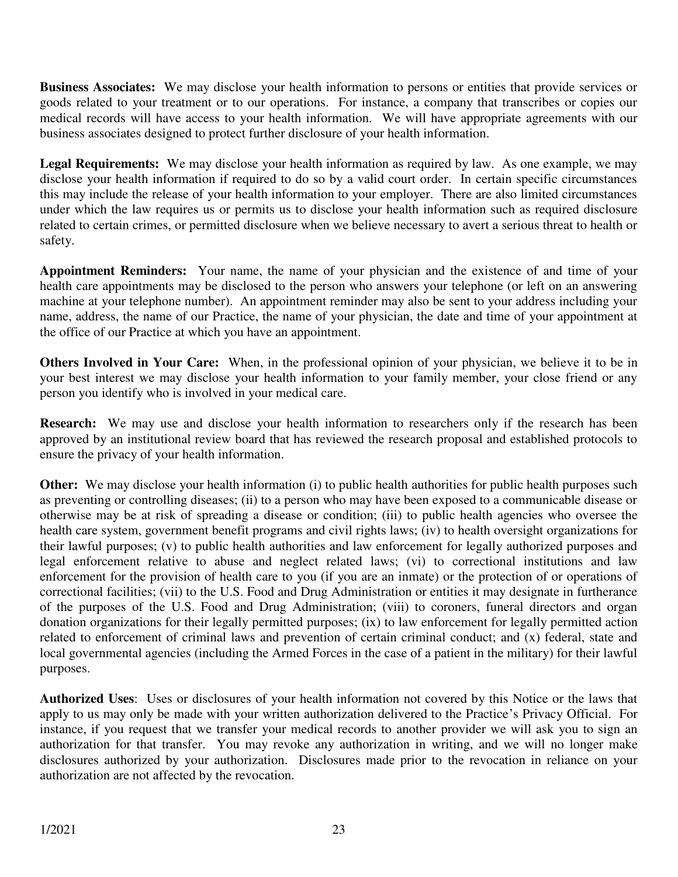**Business Associates:** We may disclose your health information to persons or entities that provide services or goods related to your treatment or to our operations. For instance, a company that transcribes or copies our medical records will have access to your health information. We will have appropriate agreements with our business associates designed to protect further disclosure of your health information.

**Legal Requirements:** We may disclose your health information as required by law. As one example, we may disclose your health information if required to do so by a valid court order. In certain specific circumstances this may include the release of your health information to your employer. There are also limited circumstances under which the law requires us or permits us to disclose your health information such as required disclosure related to certain crimes, or permitted disclosure when we believe necessary to avert a serious threat to health or safety.

**Appointment Reminders:** Your name, the name of your physician and the existence of and time of your health care appointments may be disclosed to the person who answers your telephone (or left on an answering machine at your telephone number). An appointment reminder may also be sent to your address including your name, address, the name of our Practice, the name of your physician, the date and time of your appointment at the office of our Practice at which you have an appointment.

**Others Involved in Your Care:** When, in the professional opinion of your physician, we believe it to be in your best interest we may disclose your health information to your family member, your close friend or any person you identify who is involved in your medical care.

**Research:** We may use and disclose your health information to researchers only if the research has been approved by an institutional review board that has reviewed the research proposal and established protocols to ensure the privacy of your health information.

**Other:** We may disclose your health information (i) to public health authorities for public health purposes such as preventing or controlling diseases; (ii) to a person who may have been exposed to a communicable disease or otherwise may be at risk of spreading a disease or condition; (iii) to public health agencies who oversee the health care system, government benefit programs and civil rights laws; (iv) to health oversight organizations for their lawful purposes; (v) to public health authorities and law enforcement for legally authorized purposes and legal enforcement relative to abuse and neglect related laws; (vi) to correctional institutions and law enforcement for the provision of health care to you (if you are an inmate) or the protection of or operations of correctional facilities; (vii) to the U.S. Food and Drug Administration or entities it may designate in furtherance of the purposes of the U.S. Food and Drug Administration; (viii) to coroners, funeral directors and organ donation organizations for their legally permitted purposes; (ix) to law enforcement for legally permitted action related to enforcement of criminal laws and prevention of certain criminal conduct; and (x) federal, state and local governmental agencies (including the Armed Forces in the case of a patient in the military) for their lawful purposes.

**Authorized Uses**: Uses or disclosures of your health information not covered by this Notice or the laws that apply to us may only be made with your written authorization delivered to the Practice's Privacy Official. For instance, if you request that we transfer your medical records to another provider we will ask you to sign an authorization for that transfer. You may revoke any authorization in writing, and we will no longer make disclosures authorized by your authorization. Disclosures made prior to the revocation in reliance on your authorization are not affected by the revocation.

1/2021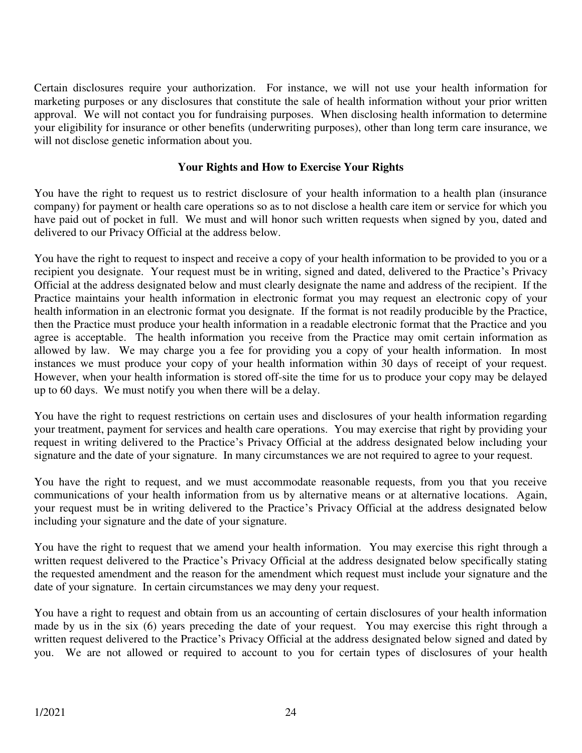Certain disclosures require your authorization. For instance, we will not use your health information for marketing purposes or any disclosures that constitute the sale of health information without your prior written approval. We will not contact you for fundraising purposes. When disclosing health information to determine your eligibility for insurance or other benefits (underwriting purposes), other than long term care insurance, we will not disclose genetic information about you.

**Your Rights and How to Exercise Your Rights**

You have the right to request us to restrict disclosure of your health information to a health plan (insurance company) for payment or health care operations so as to not disclose a health care item or service for which you have paid out of pocket in full. We must and will honor such written requests when signed by you, dated and delivered to our Privacy Official at the address below.

You have the right to request to inspect and receive a copy of your health information to be provided to you or a recipient you designate. Your request must be in writing, signed and dated, delivered to the Practice's Privacy Official at the address designated below and must clearly designate the name and address of the recipient. If the Practice maintains your health information in electronic format you may request an electronic copy of your health information in an electronic format you designate. If the format is not readily producible by the Practice, then the Practice must produce your health information in a readable electronic format that the Practice and you agree is acceptable. The health information you receive from the Practice may omit certain information as allowed by law. We may charge you a fee for providing you a copy of your health information. In most instances we must produce your copy of your health information within 30 days of receipt of your request. However, when your health information is stored off-site the time for us to produce your copy may be delayed up to 60 days. We must notify you when there will be a delay.

You have the right to request restrictions on certain uses and disclosures of your health information regarding your treatment, payment for services and health care operations. You may exercise that right by providing your request in writing delivered to the Practice's Privacy Official at the address designated below including your signature and the date of your signature. In many circumstances we are not required to agree to your request.

You have the right to request, and we must accommodate reasonable requests, from you that you receive communications of your health information from us by alternative means or at alternative locations. Again, your request must be in writing delivered to the Practice's Privacy Official at the address designated below including your signature and the date of your signature.

You have the right to request that we amend your health information. You may exercise this right through a written request delivered to the Practice's Privacy Official at the address designated below specifically stating the requested amendment and the reason for the amendment which request must include your signature and the date of your signature. In certain circumstances we may deny your request.

You have a right to request and obtain from us an accounting of certain disclosures of your health information made by us in the six (6) years preceding the date of your request. You may exercise this right through a written request delivered to the Practice's Privacy Official at the address designated below signed and dated by you. We are not allowed or required to account to you for certain types of disclosures of your health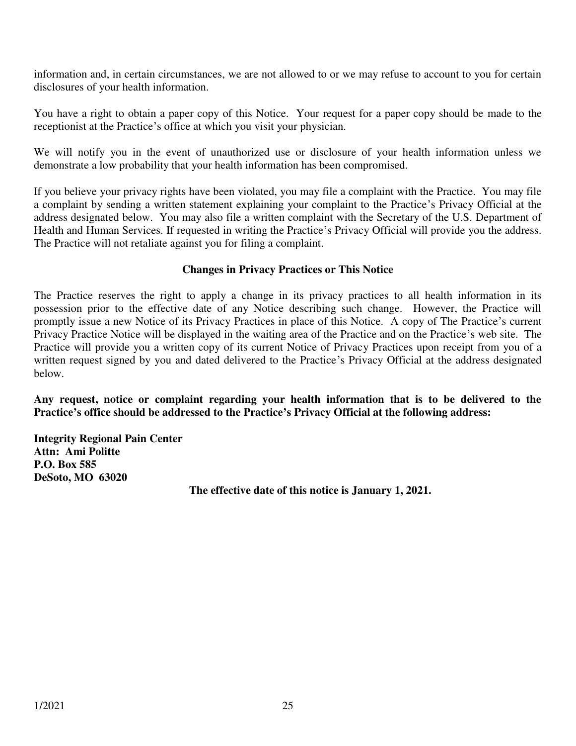information and, in certain circumstances, we are not allowed to or we may refuse to account to you for certain disclosures of your health information.

You have a right to obtain a paper copy of this Notice. Your request for a paper copy should be made to the receptionist at the Practice's office at which you visit your physician.

We will notify you in the event of unauthorized use or disclosure of your health information unless we demonstrate a low probability that your health information has been compromised.

If you believe your privacy rights have been violated, you may file a complaint with the Practice. You may file a complaint by sending a written statement explaining your complaint to the Practice's Privacy Official at the address designated below. You may also file a written complaint with the Secretary of the U.S. Department of Health and Human Services. If requested in writing the Practice's Privacy Official will provide you the address. The Practice will not retaliate against you for filing a complaint.

**Changes in Privacy Practices or This Notice**

The Practice reserves the right to apply a change in its privacy practices to all health information in its possession prior to the effective date of any Notice describing such change. However, the Practice will promptly issue a new Notice of its Privacy Practices in place of this Notice. A copy of The Practice's current Privacy Practice Notice will be displayed in the waiting area of the Practice and on the Practice's web site. The Practice will provide you a written copy of its current Notice of Privacy Practices upon receipt from you of a written request signed by you and dated delivered to the Practice's Privacy Official at the address designated below.

**Any request, notice or complaint regarding your health information that is to be delivered to the Practice's office should be addressed to the Practice's Privacy Official at the following address:**

**Integrity Regional Pain Center**
**Attn: Ami Politte**
**P.O. Box 585**
**DeSoto, MO 63020**

**The effective date of this notice is January 1, 2021.**